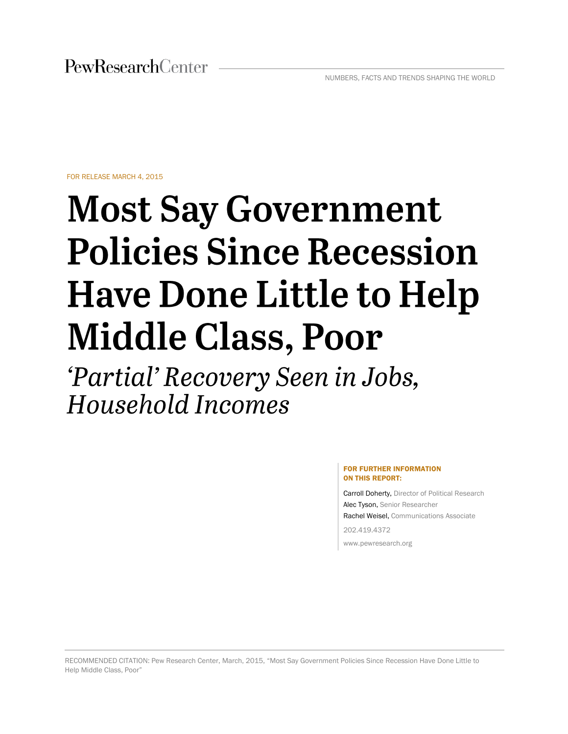PewResearchCenter

NUMBERS, FACTS AND TRENDS SHAPING THE WORLD

FOR RELEASE MARCH 4, 2015

# Most Say Government Policies Since Recession Have Done Little to Help Middle Class, Poor

## *'Partial' Recovery Seen in Jobs, Household Incomes*

**FOR FURTHER INFORMATION ON THIS REPORT:**

Carroll Doherty, Director of Political Research
Alec Tyson, Senior Researcher
Rachel Weisel, Communications Associate

202.419.4372

www.pewresearch.org

RECOMMENDED CITATION: Pew Research Center, March, 2015, "Most Say Government Policies Since Recession Have Done Little to Help Middle Class, Poor"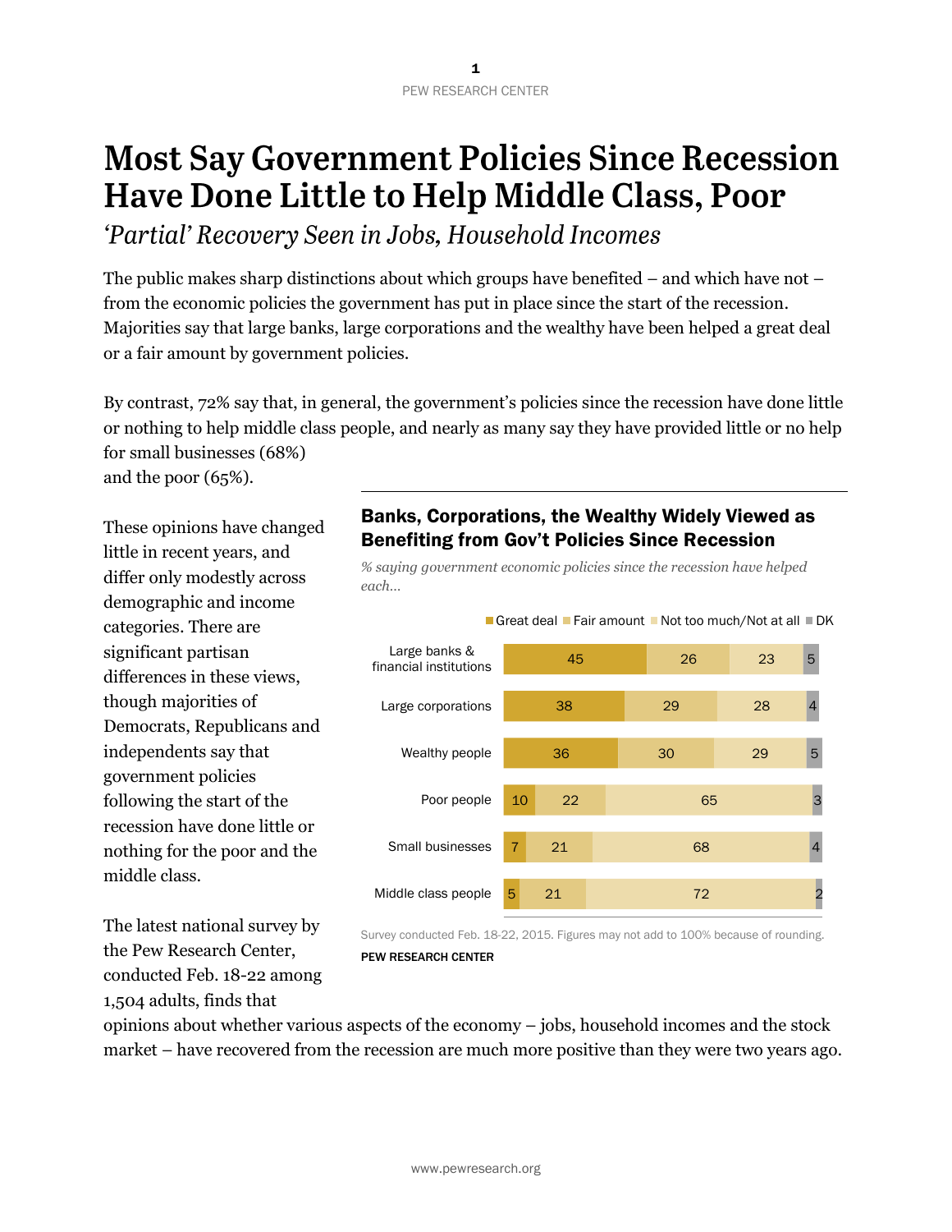# Most Say Government Policies Since Recession Have Done Little to Help Middle Class, Poor

*'Partial' Recovery Seen in Jobs, Household Incomes*

The public makes sharp distinctions about which groups have benefited – and which have not – from the economic policies the government has put in place since the start of the recession. Majorities say that large banks, large corporations and the wealthy have been helped a great deal or a fair amount by government policies.

By contrast, 72% say that, in general, the government's policies since the recession have done little or nothing to help middle class people, and nearly as many say they have provided little or no help for small businesses (68%) and the poor (65%).

These opinions have changed little in recent years, and differ only modestly across demographic and income categories. There are significant partisan differences in these views, though majorities of Democrats, Republicans and independents say that government policies following the start of the recession have done little or nothing for the poor and the middle class.

The latest national survey by the Pew Research Center, conducted Feb. 18-22 among 1,504 adults, finds that opinions about whether various aspects of the economy – jobs, household incomes and the stock market – have recovered from the recession are much more positive than they were two years ago.

**Banks, Corporations, the Wealthy Widely Viewed as Benefiting from Gov't Policies Since Recession**

*% saying government economic policies since the recession have helped each...*

| | Great deal | Fair amount | Not too much/Not at all | DK |
|---|---|---|---|---|
| Large banks & financial institutions | 45 | 26 | 23 | 5 |
| Large corporations | 38 | 29 | 28 | 4 |
| Wealthy people | 36 | 30 | 29 | 5 |
| Poor people | 10 | 22 | 65 | 3 |
| Small businesses | 7 | 21 | 68 | 4 |
| Middle class people | 5 | 21 | 72 | 2 |

Survey conducted Feb. 18-22, 2015. Figures may not add to 100% because of rounding.

PEW RESEARCH CENTER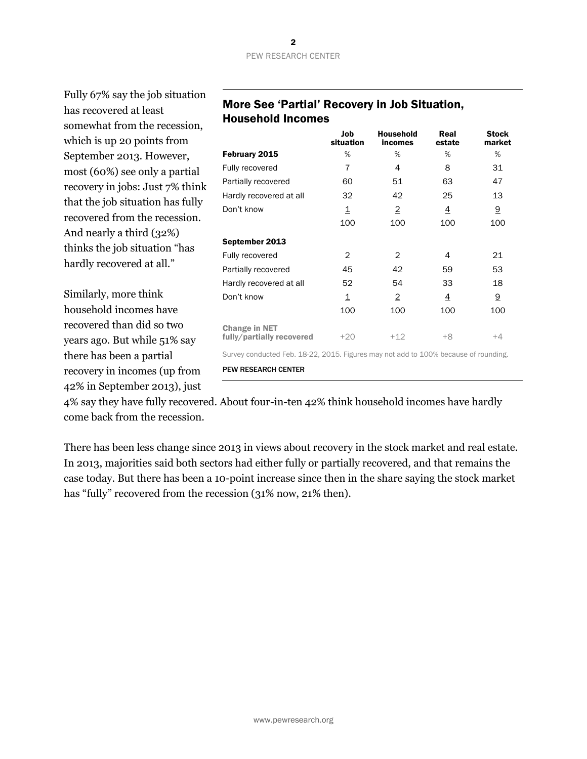Fully 67% say the job situation has recovered at least somewhat from the recession, which is up 20 points from September 2013. However, most (60%) see only a partial recovery in jobs: Just 7% think that the job situation has fully recovered from the recession. And nearly a third (32%) thinks the job situation "has hardly recovered at all."

Similarly, more think household incomes have recovered than did so two years ago. But while 51% say there has been a partial recovery in incomes (up from 42% in September 2013), just 4% say they have fully recovered. About four-in-ten 42% think household incomes have hardly come back from the recession.

## More See 'Partial' Recovery in Job Situation, Household Incomes

| | Job situation | Household incomes | Real estate | Stock market |
|---|---|---|---|---|
| **February 2015** | % | % | % | % |
| Fully recovered | 7 | 4 | 8 | 31 |
| Partially recovered | 60 | 51 | 63 | 47 |
| Hardly recovered at all | 32 | 42 | 25 | 13 |
| Don't know | 1 | 2 | 4 | 9 |
| | 100 | 100 | 100 | 100 |
| **September 2013** | | | | |
| Fully recovered | 2 | 2 | 4 | 21 |
| Partially recovered | 45 | 42 | 59 | 53 |
| Hardly recovered at all | 52 | 54 | 33 | 18 |
| Don't know | 1 | 2 | 4 | 9 |
| | 100 | 100 | 100 | 100 |
| **Change in NET fully/partially recovered** | +20 | +12 | +8 | +4 |

Survey conducted Feb. 18-22, 2015. Figures may not add to 100% because of rounding.

PEW RESEARCH CENTER

There has been less change since 2013 in views about recovery in the stock market and real estate. In 2013, majorities said both sectors had either fully or partially recovered, and that remains the case today. But there has been a 10-point increase since then in the share saying the stock market has "fully" recovered from the recession (31% now, 21% then).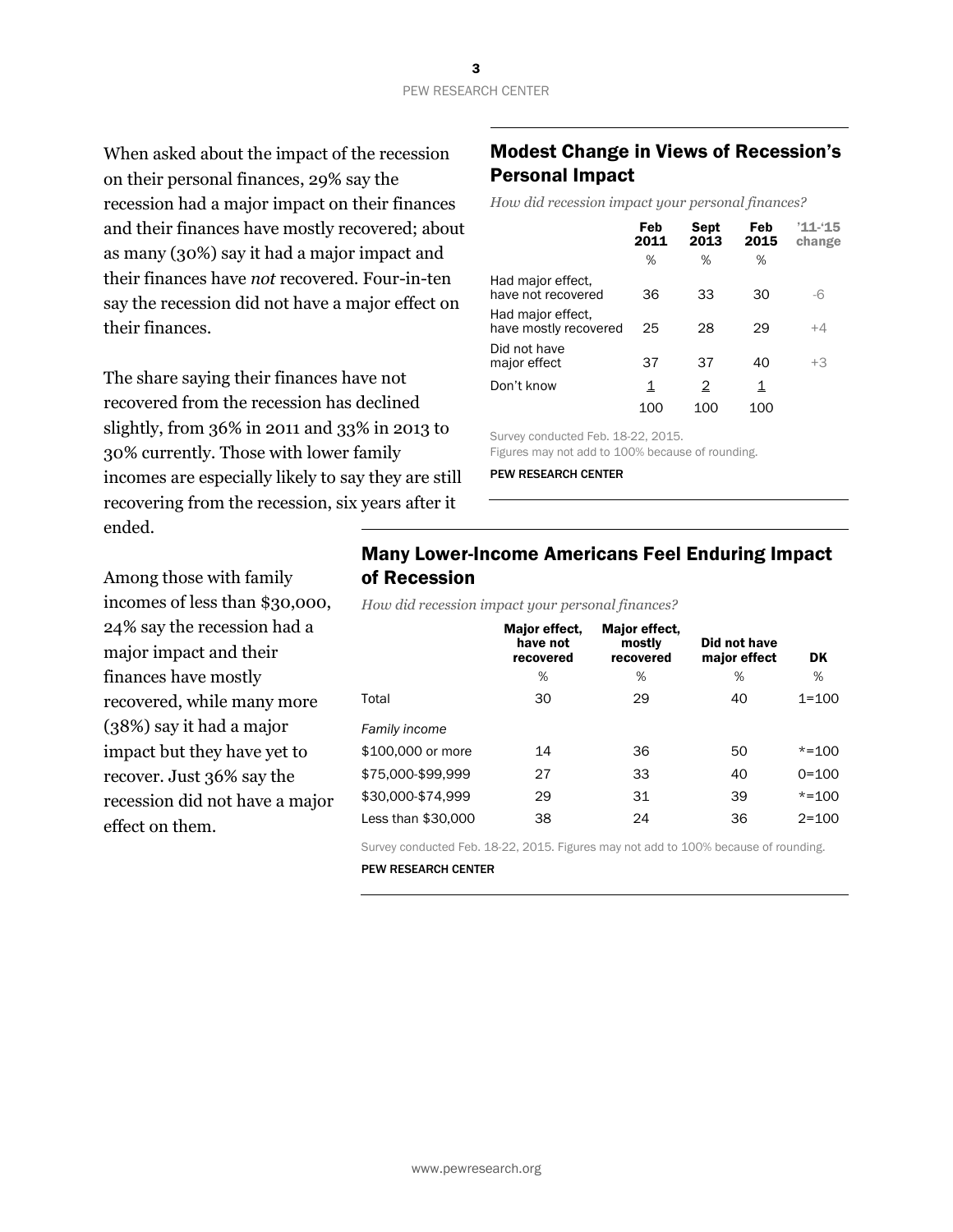When asked about the impact of the recession on their personal finances, 29% say the recession had a major impact on their finances and their finances have mostly recovered; about as many (30%) say it had a major impact and their finances have *not* recovered. Four-in-ten say the recession did not have a major effect on their finances.

The share saying their finances have not recovered from the recession has declined slightly, from 36% in 2011 and 33% in 2013 to 30% currently. Those with lower family incomes are especially likely to say they are still recovering from the recession, six years after it ended.

## Modest Change in Views of Recession's Personal Impact

*How did recession impact your personal finances?*

| | Feb 2011 | Sept 2013 | Feb 2015 | '11-'15 change |
|---|---|---|---|---|
| | % | % | % | |
| Had major effect, have not recovered | 36 | 33 | 30 | -6 |
| Had major effect, have mostly recovered | 25 | 28 | 29 | +4 |
| Did not have major effect | 37 | 37 | 40 | +3 |
| Don't know | 1 | 2 | 1 | |
| | 100 | 100 | 100 | |

Survey conducted Feb. 18-22, 2015.
Figures may not add to 100% because of rounding.

PEW RESEARCH CENTER

Among those with family incomes of less than $30,000, 24% say the recession had a major impact and their finances have mostly recovered, while many more (38%) say it had a major impact but they have yet to recover. Just 36% say the recession did not have a major effect on them.

## Many Lower-Income Americans Feel Enduring Impact of Recession

*How did recession impact your personal finances?*

| | Major effect, have not recovered | Major effect, mostly recovered | Did not have major effect | DK |
|---|---|---|---|---|
| | % | % | % | % |
| Total | 30 | 29 | 40 | 1=100 |
| *Family income* | | | | |
| $100,000 or more | 14 | 36 | 50 | *=100 |
| $75,000-$99,999 | 27 | 33 | 40 | 0=100 |
| $30,000-$74,999 | 29 | 31 | 39 | *=100 |
| Less than $30,000 | 38 | 24 | 36 | 2=100 |

Survey conducted Feb. 18-22, 2015. Figures may not add to 100% because of rounding.

PEW RESEARCH CENTER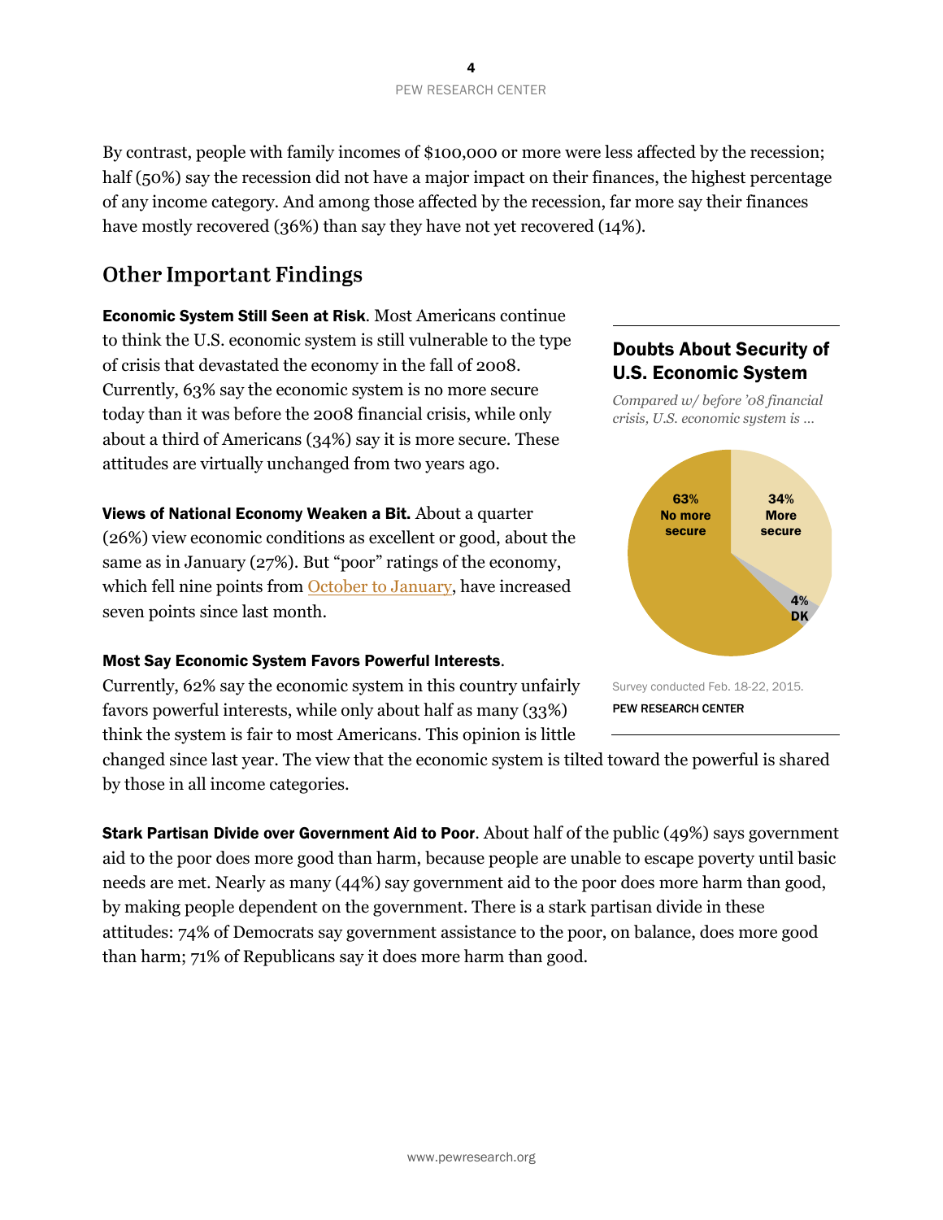By contrast, people with family incomes of $100,000 or more were less affected by the recession; half (50%) say the recession did not have a major impact on their finances, the highest percentage of any income category. And among those affected by the recession, far more say their finances have mostly recovered (36%) than say they have not yet recovered (14%).

## Other Important Findings

**Economic System Still Seen at Risk**. Most Americans continue to think the U.S. economic system is still vulnerable to the type of crisis that devastated the economy in the fall of 2008. Currently, 63% say the economic system is no more secure today than it was before the 2008 financial crisis, while only about a third of Americans (34%) say it is more secure. These attitudes are virtually unchanged from two years ago.

**Doubts About Security of U.S. Economic System**

*Compared w/ before '08 financial crisis, U.S. economic system is ...*

| Response | % |
|---|---|
| No more secure | 63% |
| More secure | 34% |
| DK | 4% |

Survey conducted Feb. 18-22, 2015.

PEW RESEARCH CENTER

**Views of National Economy Weaken a Bit.** About a quarter (26%) view economic conditions as excellent or good, about the same as in January (27%). But "poor" ratings of the economy, which fell nine points from October to January, have increased seven points since last month.

**Most Say Economic System Favors Powerful Interests**. Currently, 62% say the economic system in this country unfairly favors powerful interests, while only about half as many (33%) think the system is fair to most Americans. This opinion is little changed since last year. The view that the economic system is tilted toward the powerful is shared by those in all income categories.

**Stark Partisan Divide over Government Aid to Poor**. About half of the public (49%) says government aid to the poor does more good than harm, because people are unable to escape poverty until basic needs are met. Nearly as many (44%) say government aid to the poor does more harm than good, by making people dependent on the government. There is a stark partisan divide in these attitudes: 74% of Democrats say government assistance to the poor, on balance, does more good than harm; 71% of Republicans say it does more harm than good.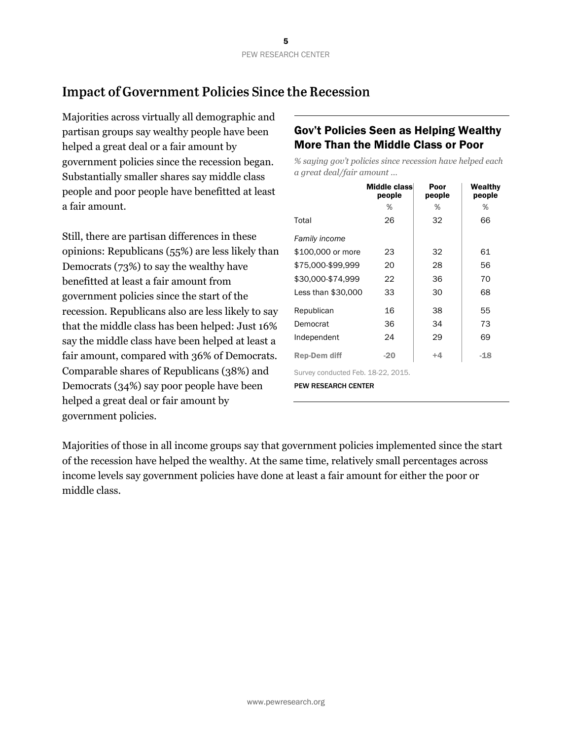## Impact of Government Policies Since the Recession

Majorities across virtually all demographic and partisan groups say wealthy people have been helped a great deal or a fair amount by government policies since the recession began. Substantially smaller shares say middle class people and poor people have benefitted at least a fair amount.

Still, there are partisan differences in these opinions: Republicans (55%) are less likely than Democrats (73%) to say the wealthy have benefitted at least a fair amount from government policies since the start of the recession. Republicans also are less likely to say that the middle class has been helped: Just 16% say the middle class have been helped at least a fair amount, compared with 36% of Democrats. Comparable shares of Republicans (38%) and Democrats (34%) say poor people have been helped a great deal or fair amount by government policies.

### Gov't Policies Seen as Helping Wealthy More Than the Middle Class or Poor

*% saying gov't policies since recession have helped each a great deal/fair amount ...*

| | Middle class people | Poor people | Wealthy people |
|---|---|---|---|
| | % | % | % |
| Total | 26 | 32 | 66 |
| *Family income* | | | |
| $100,000 or more | 23 | 32 | 61 |
| $75,000-$99,999 | 20 | 28 | 56 |
| $30,000-$74,999 | 22 | 36 | 70 |
| Less than $30,000 | 33 | 30 | 68 |
| Republican | 16 | 38 | 55 |
| Democrat | 36 | 34 | 73 |
| Independent | 24 | 29 | 69 |
| **Rep-Dem diff** | **-20** | **+4** | **-18** |

Survey conducted Feb. 18-22, 2015.

PEW RESEARCH CENTER

Majorities of those in all income groups say that government policies implemented since the start of the recession have helped the wealthy. At the same time, relatively small percentages across income levels say government policies have done at least a fair amount for either the poor or middle class.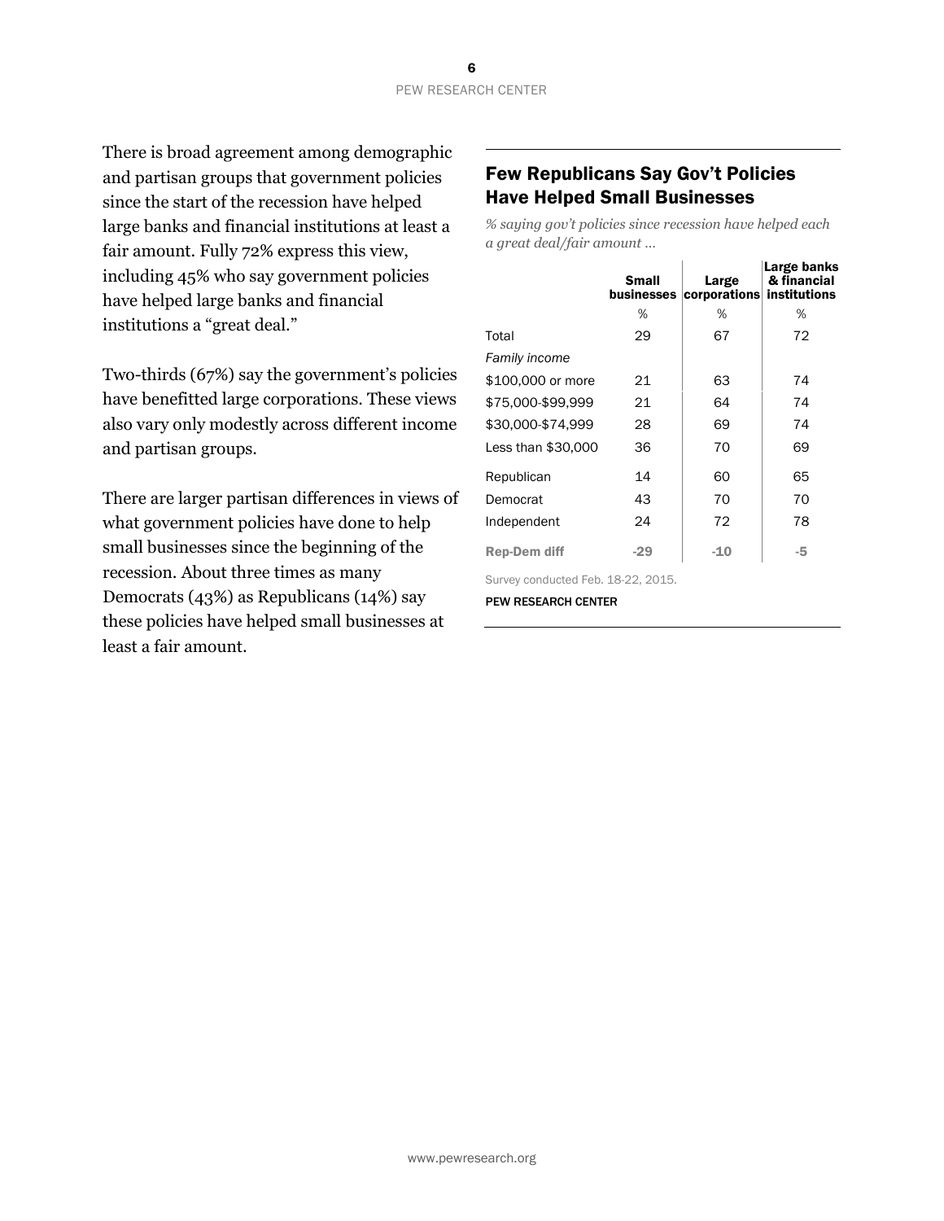There is broad agreement among demographic and partisan groups that government policies since the start of the recession have helped large banks and financial institutions at least a fair amount. Fully 72% express this view, including 45% who say government policies have helped large banks and financial institutions a "great deal."

Two-thirds (67%) say the government's policies have benefitted large corporations. These views also vary only modestly across different income and partisan groups.

There are larger partisan differences in views of what government policies have done to help small businesses since the beginning of the recession. About three times as many Democrats (43%) as Republicans (14%) say these policies have helped small businesses at least a fair amount.

## Few Republicans Say Gov't Policies Have Helped Small Businesses

*% saying gov't policies since recession have helped each a great deal/fair amount ...*

| | Small businesses | Large corporations | Large banks & financial institutions |
|---|---|---|---|
| | % | % | % |
| Total | 29 | 67 | 72 |
| *Family income* | | | |
| $100,000 or more | 21 | 63 | 74 |
| $75,000-$99,999 | 21 | 64 | 74 |
| $30,000-$74,999 | 28 | 69 | 74 |
| Less than $30,000 | 36 | 70 | 69 |
| Republican | 14 | 60 | 65 |
| Democrat | 43 | 70 | 70 |
| Independent | 24 | 72 | 78 |
| **Rep-Dem diff** | **-29** | **-10** | **-5** |

Survey conducted Feb. 18-22, 2015.

PEW RESEARCH CENTER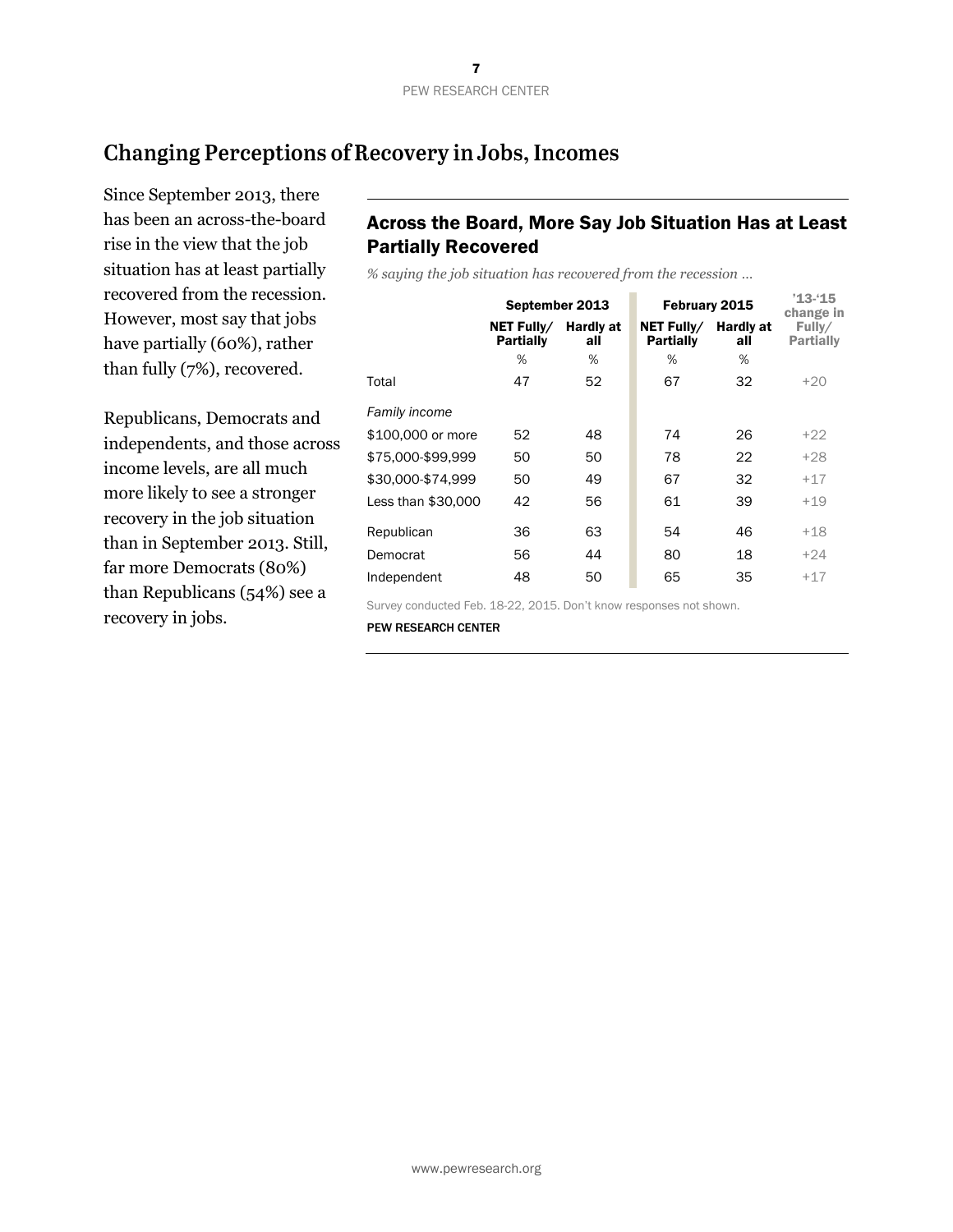## Changing Perceptions of Recovery in Jobs, Incomes

Since September 2013, there has been an across-the-board rise in the view that the job situation has at least partially recovered from the recession. However, most say that jobs have partially (60%), rather than fully (7%), recovered.

Republicans, Democrats and independents, and those across income levels, are all much more likely to see a stronger recovery in the job situation than in September 2013. Still, far more Democrats (80%) than Republicans (54%) see a recovery in jobs.

### Across the Board, More Say Job Situation Has at Least Partially Recovered

*% saying the job situation has recovered from the recession …*

| | September 2013 | | February 2015 | | '13-'15 change in Fully/ Partially |
|---|---|---|---|---|---|
| | NET Fully/ Partially | Hardly at all | NET Fully/ Partially | Hardly at all | |
| | % | % | % | % | |
| Total | 47 | 52 | 67 | 32 | +20 |
| *Family income* | | | | | |
| $100,000 or more | 52 | 48 | 74 | 26 | +22 |
| $75,000-$99,999 | 50 | 50 | 78 | 22 | +28 |
| $30,000-$74,999 | 50 | 49 | 67 | 32 | +17 |
| Less than $30,000 | 42 | 56 | 61 | 39 | +19 |
| Republican | 36 | 63 | 54 | 46 | +18 |
| Democrat | 56 | 44 | 80 | 18 | +24 |
| Independent | 48 | 50 | 65 | 35 | +17 |

Survey conducted Feb. 18-22, 2015. Don't know responses not shown.

PEW RESEARCH CENTER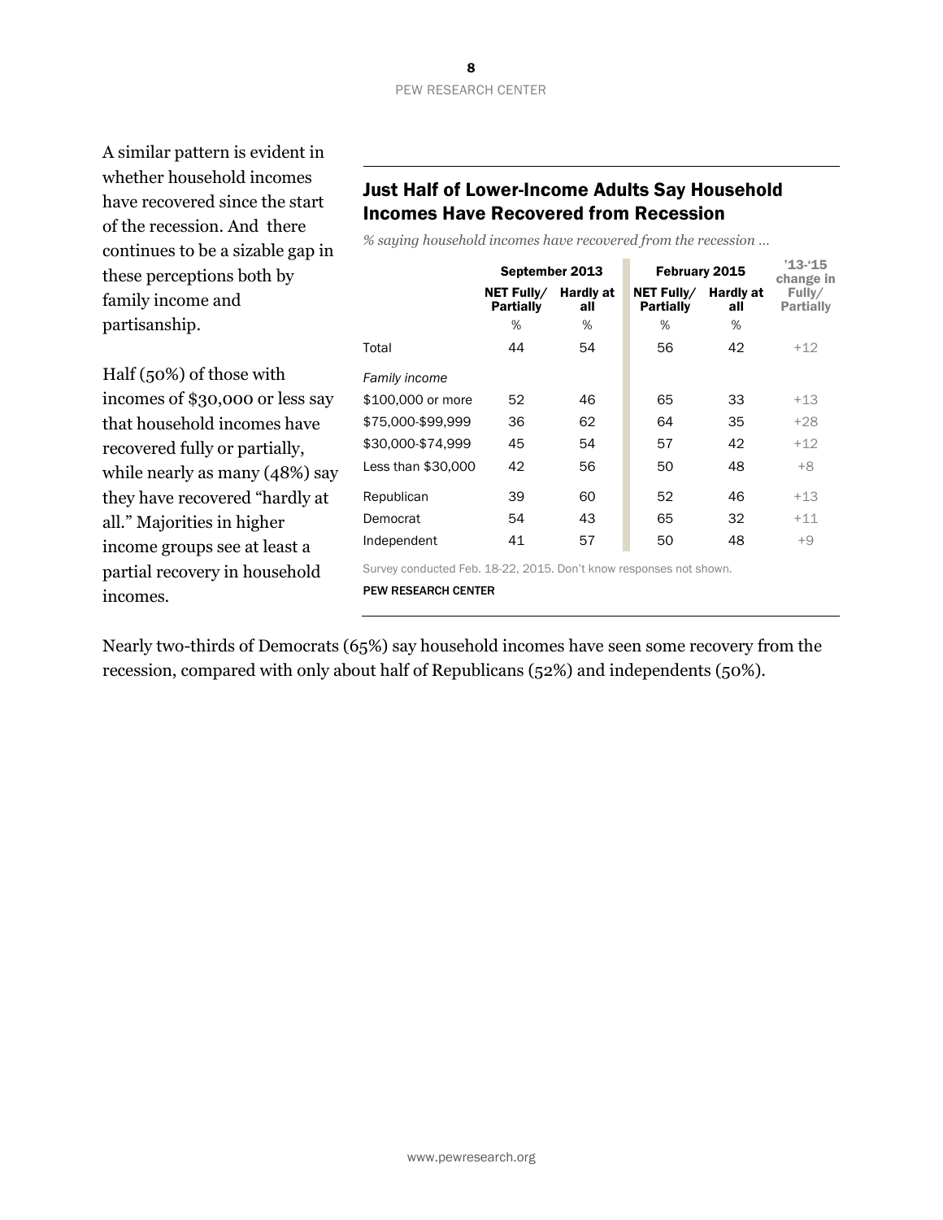A similar pattern is evident in whether household incomes have recovered since the start of the recession. And there continues to be a sizable gap in these perceptions both by family income and partisanship.

Half (50%) of those with incomes of $30,000 or less say that household incomes have recovered fully or partially, while nearly as many (48%) say they have recovered "hardly at all." Majorities in higher income groups see at least a partial recovery in household incomes.

## Just Half of Lower-Income Adults Say Household Incomes Have Recovered from Recession

*% saying household incomes have recovered from the recession …*

| | September 2013 | | February 2015 | | '13-'15 change in Fully/ Partially |
|---|---|---|---|---|---|
| | NET Fully/ Partially | Hardly at all | NET Fully/ Partially | Hardly at all | |
| | % | % | % | % | |
| Total | 44 | 54 | 56 | 42 | +12 |
| *Family income* | | | | | |
| $100,000 or more | 52 | 46 | 65 | 33 | +13 |
| $75,000-$99,999 | 36 | 62 | 64 | 35 | +28 |
| $30,000-$74,999 | 45 | 54 | 57 | 42 | +12 |
| Less than $30,000 | 42 | 56 | 50 | 48 | +8 |
| Republican | 39 | 60 | 52 | 46 | +13 |
| Democrat | 54 | 43 | 65 | 32 | +11 |
| Independent | 41 | 57 | 50 | 48 | +9 |

Survey conducted Feb. 18-22, 2015. Don't know responses not shown.

PEW RESEARCH CENTER

Nearly two-thirds of Democrats (65%) say household incomes have seen some recovery from the recession, compared with only about half of Republicans (52%) and independents (50%).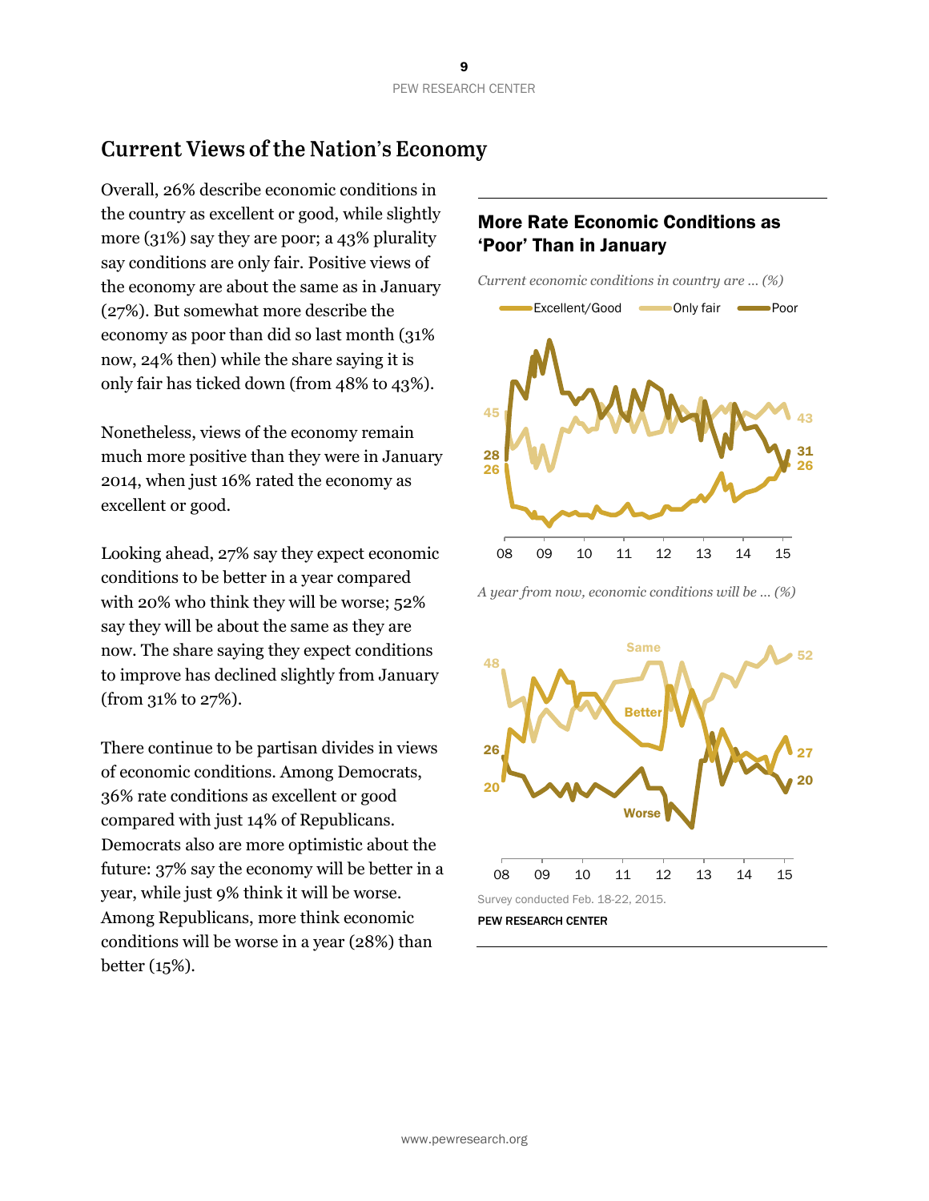## Current Views of the Nation's Economy

Overall, 26% describe economic conditions in the country as excellent or good, while slightly more (31%) say they are poor; a 43% plurality say conditions are only fair. Positive views of the economy are about the same as in January (27%). But somewhat more describe the economy as poor than did so last month (31% now, 24% then) while the share saying it is only fair has ticked down (from 48% to 43%).

Nonetheless, views of the economy remain much more positive than they were in January 2014, when just 16% rated the economy as excellent or good.

Looking ahead, 27% say they expect economic conditions to be better in a year compared with 20% who think they will be worse; 52% say they will be about the same as they are now. The share saying they expect conditions to improve has declined slightly from January (from 31% to 27%).

There continue to be partisan divides in views of economic conditions. Among Democrats, 36% rate conditions as excellent or good compared with just 14% of Republicans. Democrats also are more optimistic about the future: 37% say the economy will be better in a year, while just 9% think it will be worse. Among Republicans, more think economic conditions will be worse in a year (28%) than better (15%).

### More Rate Economic Conditions as 'Poor' Than in January

*Current economic conditions in country are ... (%)*

Excellent/Good | Only fair | Poor

*A year from now, economic conditions will be ... (%)*

Survey conducted Feb. 18-22, 2015.

PEW RESEARCH CENTER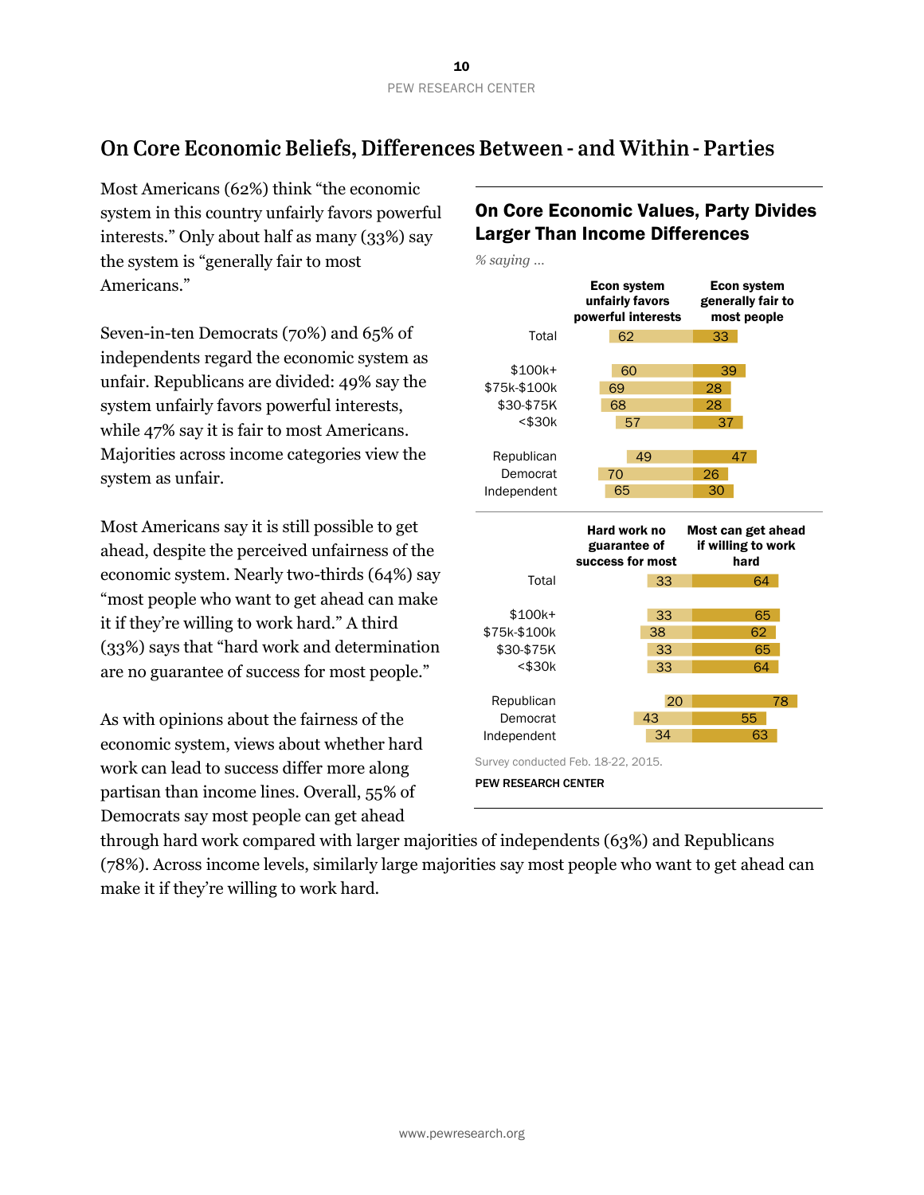## On Core Economic Beliefs, Differences Between - and Within - Parties

Most Americans (62%) think "the economic system in this country unfairly favors powerful interests." Only about half as many (33%) say the system is "generally fair to most Americans."

Seven-in-ten Democrats (70%) and 65% of independents regard the economic system as unfair. Republicans are divided: 49% say the system unfairly favors powerful interests, while 47% say it is fair to most Americans. Majorities across income categories view the system as unfair.

Most Americans say it is still possible to get ahead, despite the perceived unfairness of the economic system. Nearly two-thirds (64%) say "most people who want to get ahead can make it if they're willing to work hard." A third (33%) says that "hard work and determination are no guarantee of success for most people."

As with opinions about the fairness of the economic system, views about whether hard work can lead to success differ more along partisan than income lines. Overall, 55% of Democrats say most people can get ahead through hard work compared with larger majorities of independents (63%) and Republicans (78%). Across income levels, similarly large majorities say most people who want to get ahead can make it if they're willing to work hard.

### On Core Economic Values, Party Divides Larger Than Income Differences

*% saying ...*

| | Econ system unfairly favors powerful interests | Econ system generally fair to most people |
|---|---|---|
| Total | 62 | 33 |
| $100k+ | 60 | 39 |
| $75k-$100k | 69 | 28 |
| $30-$75K | 68 | 28 |
| <$30k | 57 | 37 |
| Republican | 49 | 47 |
| Democrat | 70 | 26 |
| Independent | 65 | 30 |

| | Hard work no guarantee of success for most | Most can get ahead if willing to work hard |
|---|---|---|
| Total | 33 | 64 |
| $100k+ | 33 | 65 |
| $75k-$100k | 38 | 62 |
| $30-$75K | 33 | 65 |
| <$30k | 33 | 64 |
| Republican | 20 | 78 |
| Democrat | 43 | 55 |
| Independent | 34 | 63 |

Survey conducted Feb. 18-22, 2015.

PEW RESEARCH CENTER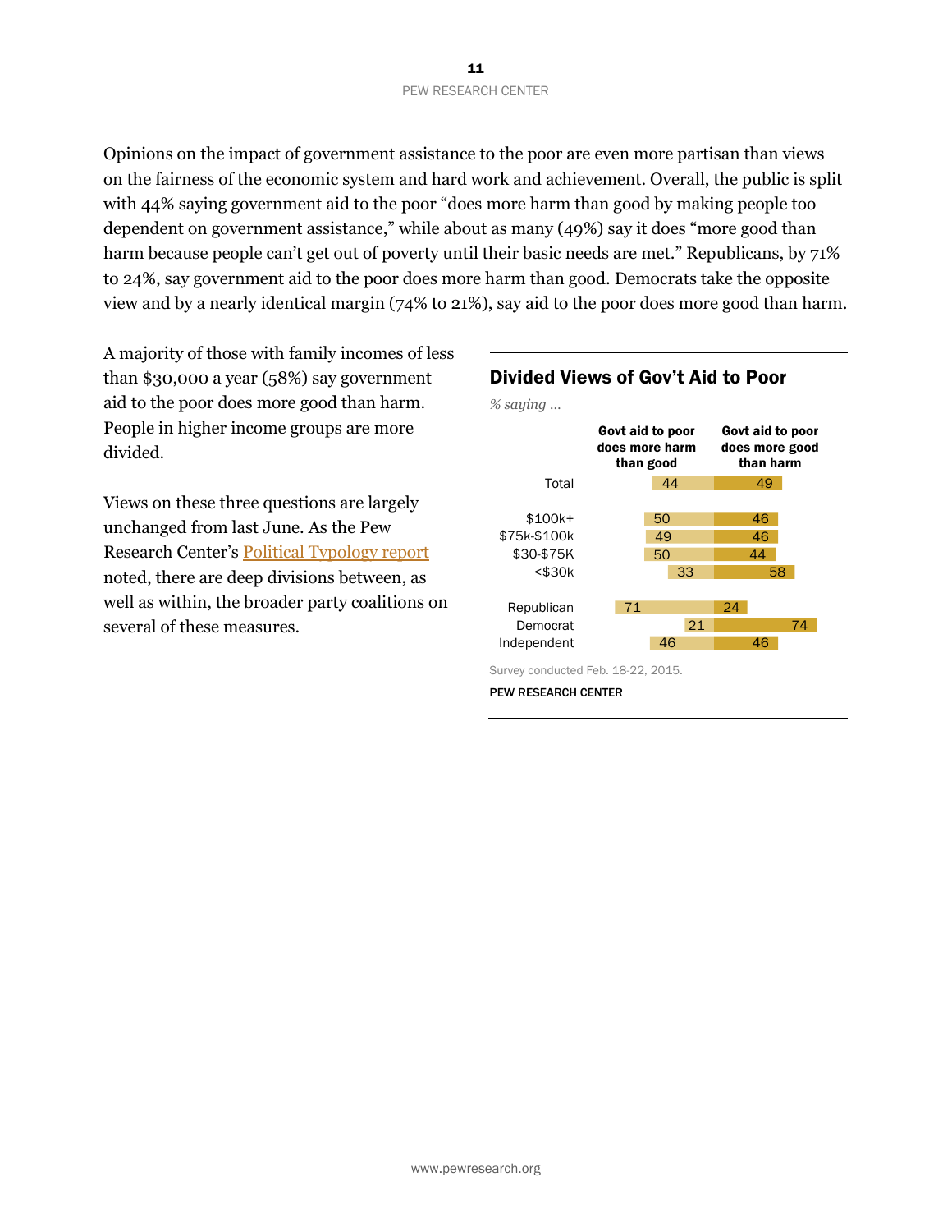Opinions on the impact of government assistance to the poor are even more partisan than views on the fairness of the economic system and hard work and achievement. Overall, the public is split with 44% saying government aid to the poor "does more harm than good by making people too dependent on government assistance," while about as many (49%) say it does "more good than harm because people can't get out of poverty until their basic needs are met." Republicans, by 71% to 24%, say government aid to the poor does more harm than good. Democrats take the opposite view and by a nearly identical margin (74% to 21%), say aid to the poor does more good than harm.

A majority of those with family incomes of less than $30,000 a year (58%) say government aid to the poor does more good than harm. People in higher income groups are more divided.

Views on these three questions are largely unchanged from last June. As the Pew Research Center's Political Typology report noted, there are deep divisions between, as well as within, the broader party coalitions on several of these measures.

### Divided Views of Gov't Aid to Poor

*% saying ...*

| | Govt aid to poor does more harm than good | Govt aid to poor does more good than harm |
|---|---|---|
| Total | 44 | 49 |
| $100k+ | 50 | 46 |
| $75k-$100k | 49 | 46 |
| $30-$75K | 50 | 44 |
| <$30k | 33 | 58 |
| Republican | 71 | 24 |
| Democrat | 21 | 74 |
| Independent | 46 | 46 |

Survey conducted Feb. 18-22, 2015.

PEW RESEARCH CENTER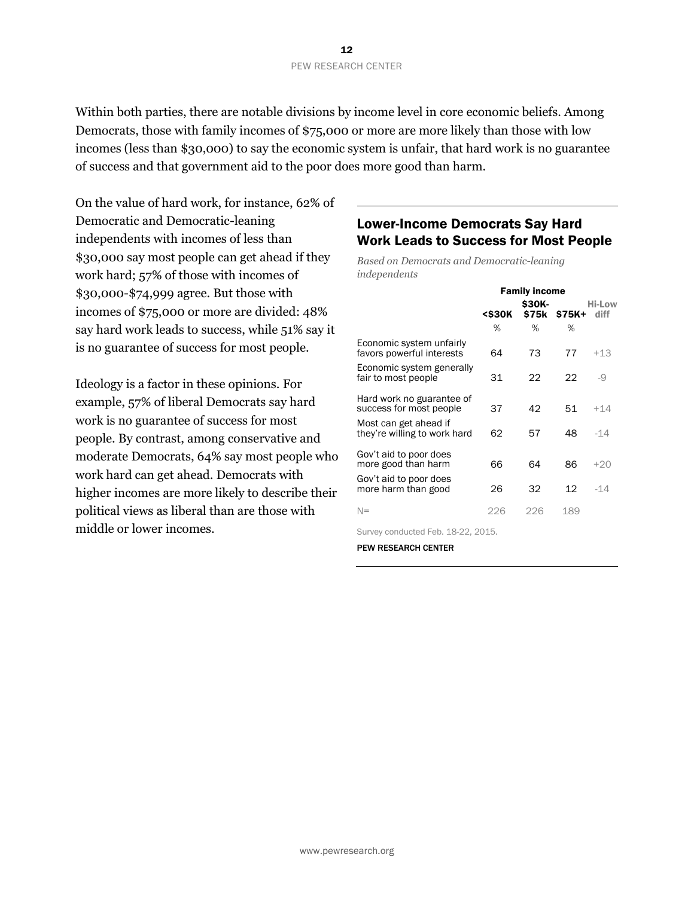Within both parties, there are notable divisions by income level in core economic beliefs. Among Democrats, those with family incomes of $75,000 or more are more likely than those with low incomes (less than $30,000) to say the economic system is unfair, that hard work is no guarantee of success and that government aid to the poor does more good than harm.

On the value of hard work, for instance, 62% of Democratic and Democratic-leaning independents with incomes of less than $30,000 say most people can get ahead if they work hard; 57% of those with incomes of $30,000-$74,999 agree. But those with incomes of $75,000 or more are divided: 48% say hard work leads to success, while 51% say it is no guarantee of success for most people.

Ideology is a factor in these opinions. For example, 57% of liberal Democrats say hard work is no guarantee of success for most people. By contrast, among conservative and moderate Democrats, 64% say most people who work hard can get ahead. Democrats with higher incomes are more likely to describe their political views as liberal than are those with middle or lower incomes.

## Lower-Income Democrats Say Hard Work Leads to Success for Most People

*Based on Democrats and Democratic-leaning independents*

| | Family income | | | |
|---|---|---|---|---|
| | <$30K | $30K-$75k | $75K+ | Hi-Low diff |
| | % | % | % | |
| Economic system unfairly favors powerful interests | 64 | 73 | 77 | +13 |
| Economic system generally fair to most people | 31 | 22 | 22 | -9 |
| Hard work no guarantee of success for most people | 37 | 42 | 51 | +14 |
| Most can get ahead if they're willing to work hard | 62 | 57 | 48 | -14 |
| Gov't aid to poor does more good than harm | 66 | 64 | 86 | +20 |
| Gov't aid to poor does more harm than good | 26 | 32 | 12 | -14 |
| N= | 226 | 226 | 189 | |

Survey conducted Feb. 18-22, 2015.

PEW RESEARCH CENTER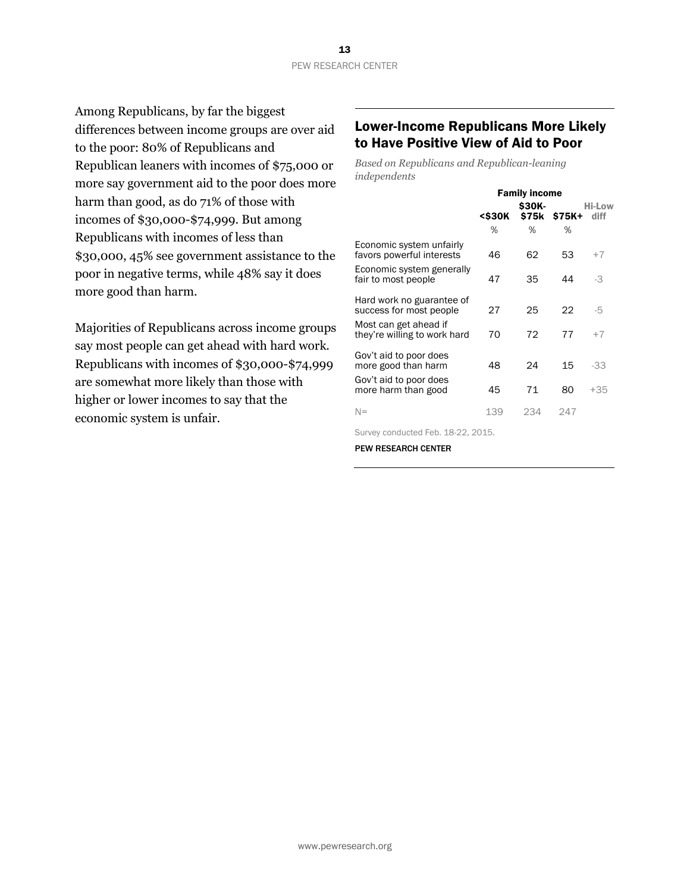Among Republicans, by far the biggest differences between income groups are over aid to the poor: 80% of Republicans and Republican leaners with incomes of $75,000 or more say government aid to the poor does more harm than good, as do 71% of those with incomes of $30,000-$74,999. But among Republicans with incomes of less than $30,000, 45% see government assistance to the poor in negative terms, while 48% say it does more good than harm.

Majorities of Republicans across income groups say most people can get ahead with hard work. Republicans with incomes of $30,000-$74,999 are somewhat more likely than those with higher or lower incomes to say that the economic system is unfair.

## Lower-Income Republicans More Likely to Have Positive View of Aid to Poor

*Based on Republicans and Republican-leaning independents*

| | Family income | | | |
|---|---|---|---|---|
| | <$30K | $30K-$75k | $75K+ | Hi-Low diff |
| | % | % | % | |
| Economic system unfairly favors powerful interests | 46 | 62 | 53 | +7 |
| Economic system generally fair to most people | 47 | 35 | 44 | -3 |
| Hard work no guarantee of success for most people | 27 | 25 | 22 | -5 |
| Most can get ahead if they're willing to work hard | 70 | 72 | 77 | +7 |
| Gov't aid to poor does more good than harm | 48 | 24 | 15 | -33 |
| Gov't aid to poor does more harm than good | 45 | 71 | 80 | +35 |
| N= | 139 | 234 | 247 | |

Survey conducted Feb. 18-22, 2015.

PEW RESEARCH CENTER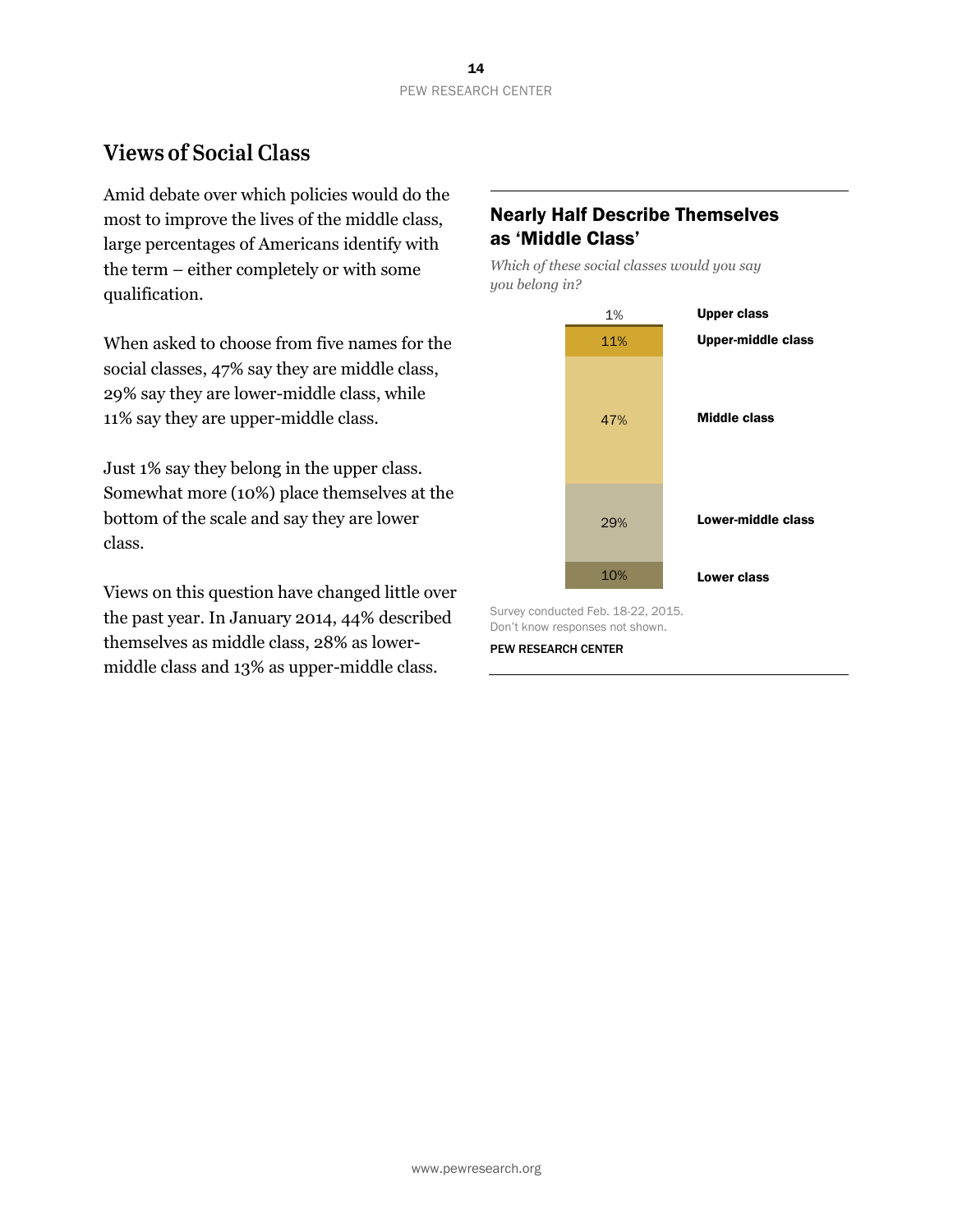## Views of Social Class

Amid debate over which policies would do the most to improve the lives of the middle class, large percentages of Americans identify with the term – either completely or with some qualification.

When asked to choose from five names for the social classes, 47% say they are middle class, 29% say they are lower-middle class, while 11% say they are upper-middle class.

Just 1% say they belong in the upper class. Somewhat more (10%) place themselves at the bottom of the scale and say they are lower class.

Views on this question have changed little over the past year. In January 2014, 44% described themselves as middle class, 28% as lower-middle class and 13% as upper-middle class.

### Nearly Half Describe Themselves as 'Middle Class'

*Which of these social classes would you say you belong in?*

| Class | % |
|---|---|
| Upper class | 1% |
| Upper-middle class | 11% |
| Middle class | 47% |
| Lower-middle class | 29% |
| Lower class | 10% |

Survey conducted Feb. 18-22, 2015.
Don't know responses not shown.

PEW RESEARCH CENTER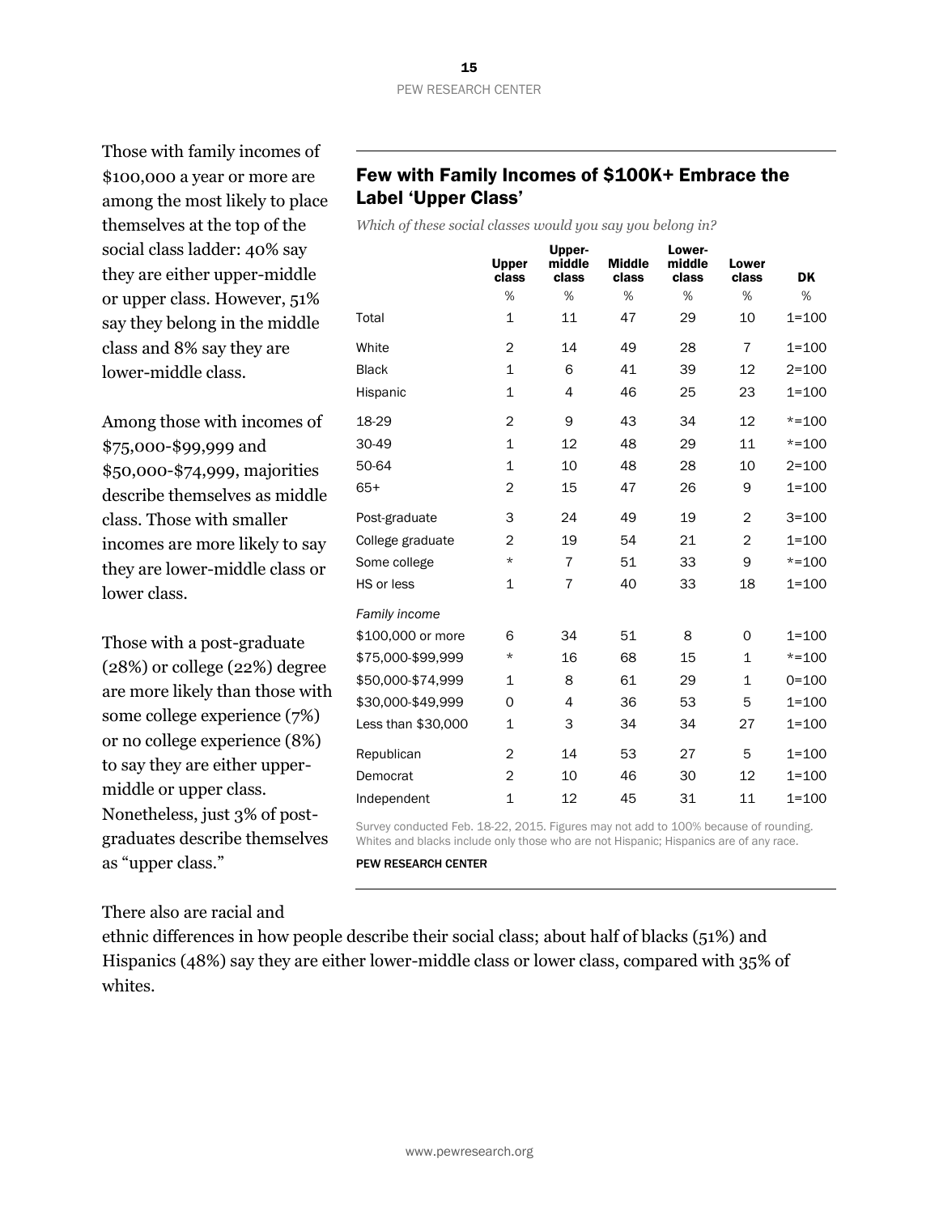Those with family incomes of $100,000 a year or more are among the most likely to place themselves at the top of the social class ladder: 40% say they are either upper-middle or upper class. However, 51% say they belong in the middle class and 8% say they are lower-middle class.

Among those with incomes of $75,000-$99,999 and $50,000-$74,999, majorities describe themselves as middle class. Those with smaller incomes are more likely to say they are lower-middle class or lower class.

Those with a post-graduate (28%) or college (22%) degree are more likely than those with some college experience (7%) or no college experience (8%) to say they are either upper-middle or upper class. Nonetheless, just 3% of post-graduates describe themselves as "upper class."

There also are racial and ethnic differences in how people describe their social class; about half of blacks (51%) and Hispanics (48%) say they are either lower-middle class or lower class, compared with 35% of whites.

## Few with Family Incomes of $100K+ Embrace the Label 'Upper Class'

*Which of these social classes would you say you belong in?*

| | Upper class | Upper-middle class | Middle class | Lower-middle class | Lower class | DK |
|---|---|---|---|---|---|---|
| | % | % | % | % | % | % |
| Total | 1 | 11 | 47 | 29 | 10 | 1=100 |
| White | 2 | 14 | 49 | 28 | 7 | 1=100 |
| Black | 1 | 6 | 41 | 39 | 12 | 2=100 |
| Hispanic | 1 | 4 | 46 | 25 | 23 | 1=100 |
| 18-29 | 2 | 9 | 43 | 34 | 12 | *=100 |
| 30-49 | 1 | 12 | 48 | 29 | 11 | *=100 |
| 50-64 | 1 | 10 | 48 | 28 | 10 | 2=100 |
| 65+ | 2 | 15 | 47 | 26 | 9 | 1=100 |
| Post-graduate | 3 | 24 | 49 | 19 | 2 | 3=100 |
| College graduate | 2 | 19 | 54 | 21 | 2 | 1=100 |
| Some college | * | 7 | 51 | 33 | 9 | *=100 |
| HS or less | 1 | 7 | 40 | 33 | 18 | 1=100 |
| *Family income* | | | | | | |
| $100,000 or more | 6 | 34 | 51 | 8 | 0 | 1=100 |
| $75,000-$99,999 | * | 16 | 68 | 15 | 1 | *=100 |
| $50,000-$74,999 | 1 | 8 | 61 | 29 | 1 | 0=100 |
| $30,000-$49,999 | 0 | 4 | 36 | 53 | 5 | 1=100 |
| Less than $30,000 | 1 | 3 | 34 | 34 | 27 | 1=100 |
| Republican | 2 | 14 | 53 | 27 | 5 | 1=100 |
| Democrat | 2 | 10 | 46 | 30 | 12 | 1=100 |
| Independent | 1 | 12 | 45 | 31 | 11 | 1=100 |

Survey conducted Feb. 18-22, 2015. Figures may not add to 100% because of rounding. Whites and blacks include only those who are not Hispanic; Hispanics are of any race.

PEW RESEARCH CENTER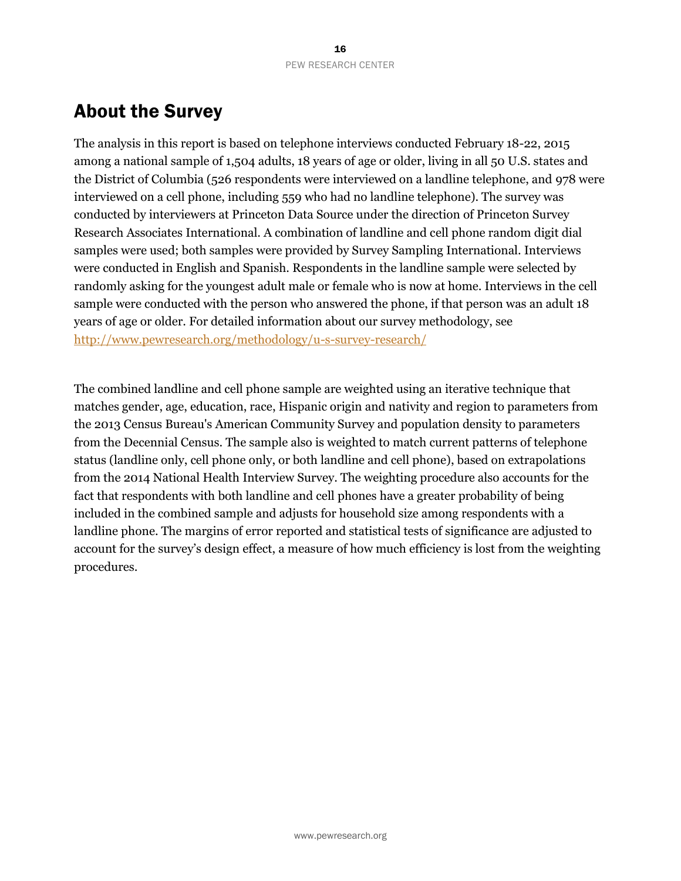## About the Survey

The analysis in this report is based on telephone interviews conducted February 18-22, 2015 among a national sample of 1,504 adults, 18 years of age or older, living in all 50 U.S. states and the District of Columbia (526 respondents were interviewed on a landline telephone, and 978 were interviewed on a cell phone, including 559 who had no landline telephone). The survey was conducted by interviewers at Princeton Data Source under the direction of Princeton Survey Research Associates International. A combination of landline and cell phone random digit dial samples were used; both samples were provided by Survey Sampling International. Interviews were conducted in English and Spanish. Respondents in the landline sample were selected by randomly asking for the youngest adult male or female who is now at home. Interviews in the cell sample were conducted with the person who answered the phone, if that person was an adult 18 years of age or older. For detailed information about our survey methodology, see http://www.pewresearch.org/methodology/u-s-survey-research/

The combined landline and cell phone sample are weighted using an iterative technique that matches gender, age, education, race, Hispanic origin and nativity and region to parameters from the 2013 Census Bureau's American Community Survey and population density to parameters from the Decennial Census. The sample also is weighted to match current patterns of telephone status (landline only, cell phone only, or both landline and cell phone), based on extrapolations from the 2014 National Health Interview Survey. The weighting procedure also accounts for the fact that respondents with both landline and cell phones have a greater probability of being included in the combined sample and adjusts for household size among respondents with a landline phone. The margins of error reported and statistical tests of significance are adjusted to account for the survey's design effect, a measure of how much efficiency is lost from the weighting procedures.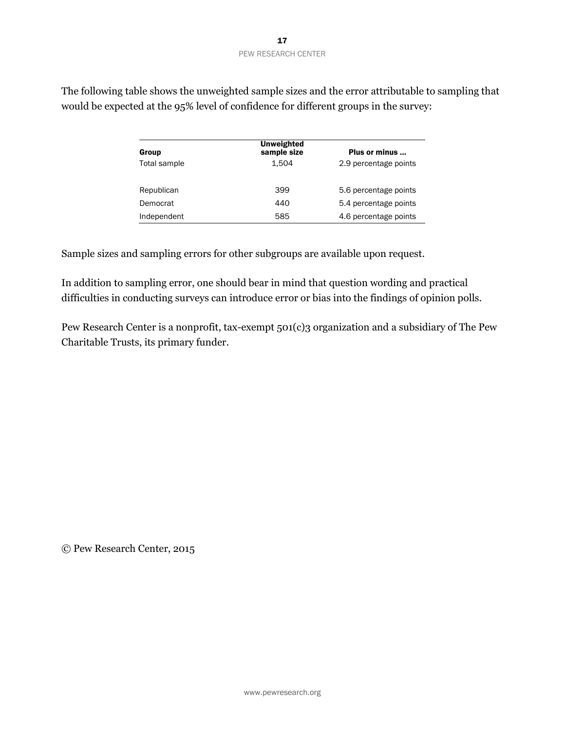The following table shows the unweighted sample sizes and the error attributable to sampling that would be expected at the 95% level of confidence for different groups in the survey:

| Group | Unweighted sample size | Plus or minus ... |
|---|---|---|
| Total sample | 1,504 | 2.9 percentage points |
| | | |
| Republican | 399 | 5.6 percentage points |
| Democrat | 440 | 5.4 percentage points |
| Independent | 585 | 4.6 percentage points |

Sample sizes and sampling errors for other subgroups are available upon request.

In addition to sampling error, one should bear in mind that question wording and practical difficulties in conducting surveys can introduce error or bias into the findings of opinion polls.

Pew Research Center is a nonprofit, tax-exempt 501(c)3 organization and a subsidiary of The Pew Charitable Trusts, its primary funder.

© Pew Research Center, 2015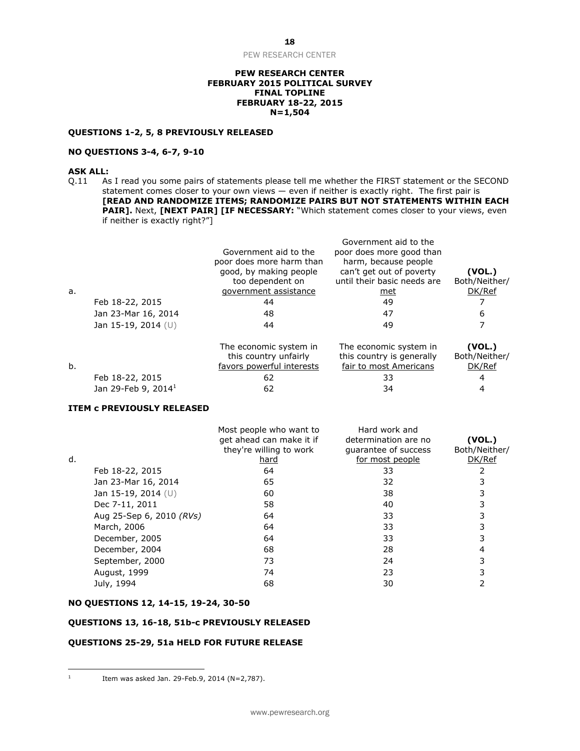**PEW RESEARCH CENTER**
**FEBRUARY 2015 POLITICAL SURVEY**
**FINAL TOPLINE**
**FEBRUARY 18-22, 2015**
**N=1,504**

**QUESTIONS 1-2, 5, 8 PREVIOUSLY RELEASED**

**NO QUESTIONS 3-4, 6-7, 9-10**

**ASK ALL:**

Q.11 As I read you some pairs of statements please tell me whether the FIRST statement or the SECOND statement comes closer to your own views — even if neither is exactly right. The first pair is **[READ AND RANDOMIZE ITEMS; RANDOMIZE PAIRS BUT NOT STATEMENTS WITHIN EACH PAIR].** Next, **[NEXT PAIR] [IF NECESSARY:** "Which statement comes closer to your views, even if neither is exactly right?"]

| a. | Government aid to the poor does more harm than good, by making people too dependent on government assistance | Government aid to the poor does more good than harm, because people can't get out of poverty until their basic needs are met | **(VOL.)** Both/Neither/ DK/Ref |
|---|---|---|---|
| Feb 18-22, 2015 | 44 | 49 | 7 |
| Jan 23-Mar 16, 2014 | 48 | 47 | 6 |
| Jan 15-19, 2014 (U) | 44 | 49 | 7 |

| b. | The economic system in this country unfairly favors powerful interests | The economic system in this country is generally fair to most Americans | **(VOL.)** Both/Neither/ DK/Ref |
|---|---|---|---|
| Feb 18-22, 2015 | 62 | 33 | 4 |
| Jan 29-Feb 9, 2014[1] | 62 | 34 | 4 |

**ITEM c PREVIOUSLY RELEASED**

| d. | Most people who want to get ahead can make it if they're willing to work hard | Hard work and determination are no guarantee of success for most people | **(VOL.)** Both/Neither/ DK/Ref |
|---|---|---|---|
| Feb 18-22, 2015 | 64 | 33 | 2 |
| Jan 23-Mar 16, 2014 | 65 | 32 | 3 |
| Jan 15-19, 2014 (U) | 60 | 38 | 3 |
| Dec 7-11, 2011 | 58 | 40 | 3 |
| Aug 25-Sep 6, 2010 *(RVs)* | 64 | 33 | 3 |
| March, 2006 | 64 | 33 | 3 |
| December, 2005 | 64 | 33 | 3 |
| December, 2004 | 68 | 28 | 4 |
| September, 2000 | 73 | 24 | 3 |
| August, 1999 | 74 | 23 | 3 |
| July, 1994 | 68 | 30 | 2 |

**NO QUESTIONS 12, 14-15, 19-24, 30-50**

**QUESTIONS 13, 16-18, 51b-c PREVIOUSLY RELEASED**

**QUESTIONS 25-29, 51a HELD FOR FUTURE RELEASE**

[1] Item was asked Jan. 29-Feb.9, 2014 (N=2,787).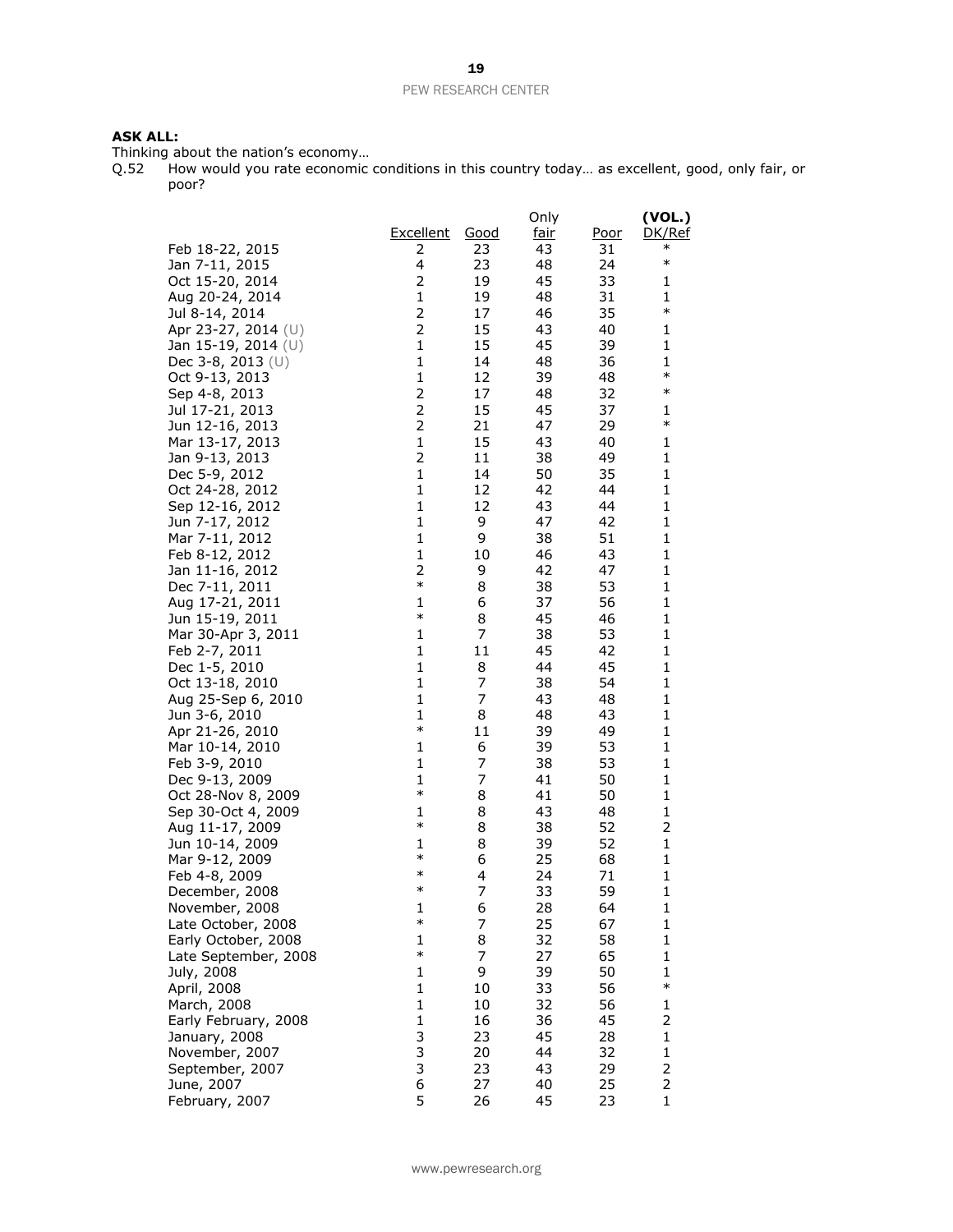**ASK ALL:**

Thinking about the nation's economy…

Q.52 How would you rate economic conditions in this country today… as excellent, good, only fair, or poor?

| | Excellent | Good | Only fair | Poor | (VOL.) DK/Ref |
|---|---|---|---|---|---|
| Feb 18-22, 2015 | 2 | 23 | 43 | 31 | * |
| Jan 7-11, 2015 | 4 | 23 | 48 | 24 | * |
| Oct 15-20, 2014 | 2 | 19 | 45 | 33 | 1 |
| Aug 20-24, 2014 | 1 | 19 | 48 | 31 | 1 |
| Jul 8-14, 2014 | 2 | 17 | 46 | 35 | * |
| Apr 23-27, 2014 (U) | 2 | 15 | 43 | 40 | 1 |
| Jan 15-19, 2014 (U) | 1 | 15 | 45 | 39 | 1 |
| Dec 3-8, 2013 (U) | 1 | 14 | 48 | 36 | 1 |
| Oct 9-13, 2013 | 1 | 12 | 39 | 48 | * |
| Sep 4-8, 2013 | 2 | 17 | 48 | 32 | * |
| Jul 17-21, 2013 | 2 | 15 | 45 | 37 | 1 |
| Jun 12-16, 2013 | 2 | 21 | 47 | 29 | * |
| Mar 13-17, 2013 | 1 | 15 | 43 | 40 | 1 |
| Jan 9-13, 2013 | 2 | 11 | 38 | 49 | 1 |
| Dec 5-9, 2012 | 1 | 14 | 50 | 35 | 1 |
| Oct 24-28, 2012 | 1 | 12 | 42 | 44 | 1 |
| Sep 12-16, 2012 | 1 | 12 | 43 | 44 | 1 |
| Jun 7-17, 2012 | 1 | 9 | 47 | 42 | 1 |
| Mar 7-11, 2012 | 1 | 9 | 38 | 51 | 1 |
| Feb 8-12, 2012 | 1 | 10 | 46 | 43 | 1 |
| Jan 11-16, 2012 | 2 | 9 | 42 | 47 | 1 |
| Dec 7-11, 2011 | * | 8 | 38 | 53 | 1 |
| Aug 17-21, 2011 | 1 | 6 | 37 | 56 | 1 |
| Jun 15-19, 2011 | * | 8 | 45 | 46 | 1 |
| Mar 30-Apr 3, 2011 | 1 | 7 | 38 | 53 | 1 |
| Feb 2-7, 2011 | 1 | 11 | 45 | 42 | 1 |
| Dec 1-5, 2010 | 1 | 8 | 44 | 45 | 1 |
| Oct 13-18, 2010 | 1 | 7 | 38 | 54 | 1 |
| Aug 25-Sep 6, 2010 | 1 | 7 | 43 | 48 | 1 |
| Jun 3-6, 2010 | 1 | 8 | 48 | 43 | 1 |
| Apr 21-26, 2010 | * | 11 | 39 | 49 | 1 |
| Mar 10-14, 2010 | 1 | 6 | 39 | 53 | 1 |
| Feb 3-9, 2010 | 1 | 7 | 38 | 53 | 1 |
| Dec 9-13, 2009 | 1 | 7 | 41 | 50 | 1 |
| Oct 28-Nov 8, 2009 | * | 8 | 41 | 50 | 1 |
| Sep 30-Oct 4, 2009 | 1 | 8 | 43 | 48 | 1 |
| Aug 11-17, 2009 | * | 8 | 38 | 52 | 2 |
| Jun 10-14, 2009 | 1 | 8 | 39 | 52 | 1 |
| Mar 9-12, 2009 | * | 6 | 25 | 68 | 1 |
| Feb 4-8, 2009 | * | 4 | 24 | 71 | 1 |
| December, 2008 | * | 7 | 33 | 59 | 1 |
| November, 2008 | 1 | 6 | 28 | 64 | 1 |
| Late October, 2008 | * | 7 | 25 | 67 | 1 |
| Early October, 2008 | 1 | 8 | 32 | 58 | 1 |
| Late September, 2008 | * | 7 | 27 | 65 | 1 |
| July, 2008 | 1 | 9 | 39 | 50 | 1 |
| April, 2008 | 1 | 10 | 33 | 56 | * |
| March, 2008 | 1 | 10 | 32 | 56 | 1 |
| Early February, 2008 | 1 | 16 | 36 | 45 | 2 |
| January, 2008 | 3 | 23 | 45 | 28 | 1 |
| November, 2007 | 3 | 20 | 44 | 32 | 1 |
| September, 2007 | 3 | 23 | 43 | 29 | 2 |
| June, 2007 | 6 | 27 | 40 | 25 | 2 |
| February, 2007 | 5 | 26 | 45 | 23 | 1 |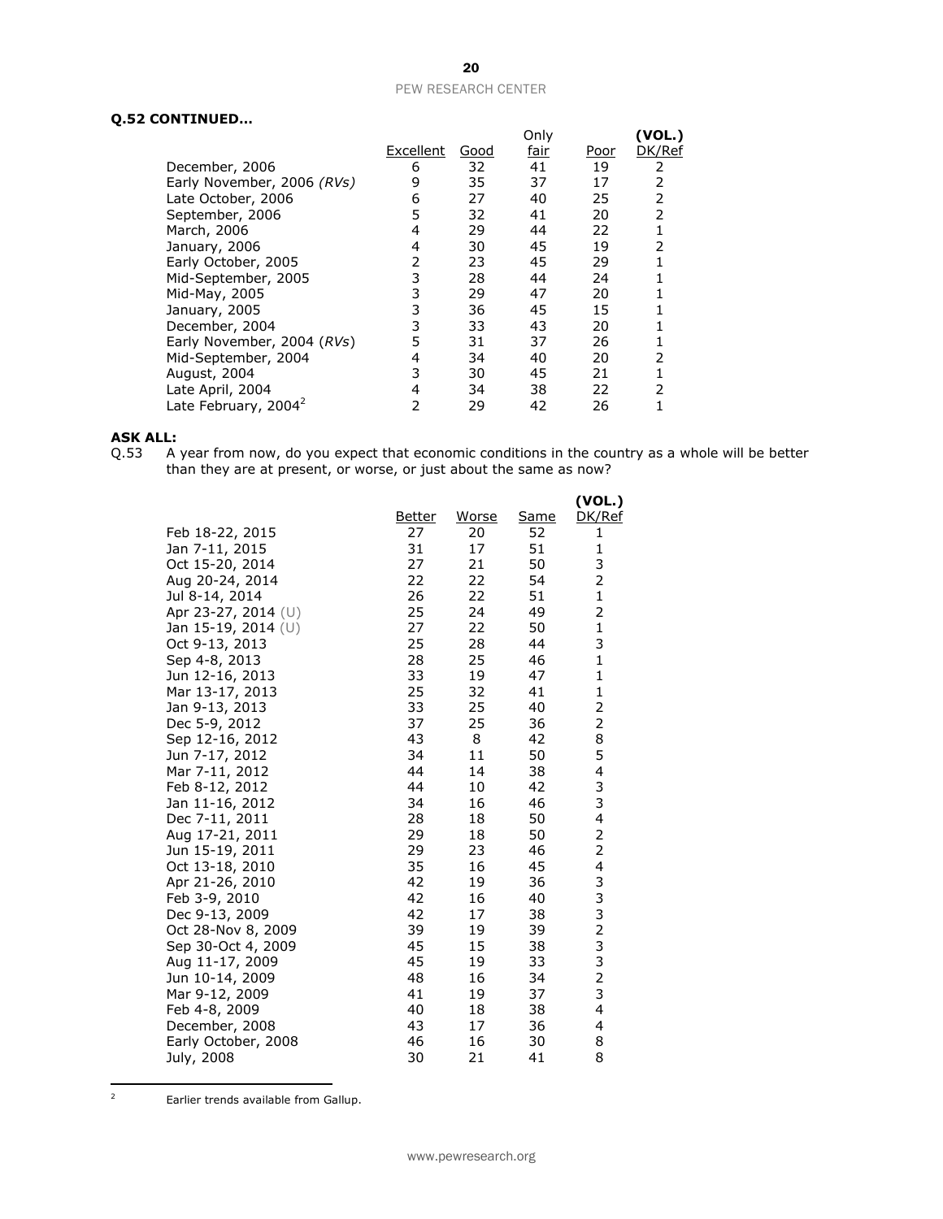**Q.52 CONTINUED…**

| | Excellent | Good | Only fair | Poor | (VOL.) DK/Ref |
|---|---|---|---|---|---|
| December, 2006 | 6 | 32 | 41 | 19 | 2 |
| Early November, 2006 *(RVs)* | 9 | 35 | 37 | 17 | 2 |
| Late October, 2006 | 6 | 27 | 40 | 25 | 2 |
| September, 2006 | 5 | 32 | 41 | 20 | 2 |
| March, 2006 | 4 | 29 | 44 | 22 | 1 |
| January, 2006 | 4 | 30 | 45 | 19 | 2 |
| Early October, 2005 | 2 | 23 | 45 | 29 | 1 |
| Mid-September, 2005 | 3 | 28 | 44 | 24 | 1 |
| Mid-May, 2005 | 3 | 29 | 47 | 20 | 1 |
| January, 2005 | 3 | 36 | 45 | 15 | 1 |
| December, 2004 | 3 | 33 | 43 | 20 | 1 |
| Early November, 2004 (*RVs*) | 5 | 31 | 37 | 26 | 1 |
| Mid-September, 2004 | 4 | 34 | 40 | 20 | 2 |
| August, 2004 | 3 | 30 | 45 | 21 | 1 |
| Late April, 2004 | 4 | 34 | 38 | 22 | 2 |
| Late February, 2004[2] | 2 | 29 | 42 | 26 | 1 |

**ASK ALL:**

Q.53 A year from now, do you expect that economic conditions in the country as a whole will be better than they are at present, or worse, or just about the same as now?

| | Better | Worse | Same | (VOL.) DK/Ref |
|---|---|---|---|---|
| Feb 18-22, 2015 | 27 | 20 | 52 | 1 |
| Jan 7-11, 2015 | 31 | 17 | 51 | 1 |
| Oct 15-20, 2014 | 27 | 21 | 50 | 3 |
| Aug 20-24, 2014 | 22 | 22 | 54 | 2 |
| Jul 8-14, 2014 | 26 | 22 | 51 | 1 |
| Apr 23-27, 2014 (U) | 25 | 24 | 49 | 2 |
| Jan 15-19, 2014 (U) | 27 | 22 | 50 | 1 |
| Oct 9-13, 2013 | 25 | 28 | 44 | 3 |
| Sep 4-8, 2013 | 28 | 25 | 46 | 1 |
| Jun 12-16, 2013 | 33 | 19 | 47 | 1 |
| Mar 13-17, 2013 | 25 | 32 | 41 | 1 |
| Jan 9-13, 2013 | 33 | 25 | 40 | 2 |
| Dec 5-9, 2012 | 37 | 25 | 36 | 2 |
| Sep 12-16, 2012 | 43 | 8 | 42 | 8 |
| Jun 7-17, 2012 | 34 | 11 | 50 | 5 |
| Mar 7-11, 2012 | 44 | 14 | 38 | 4 |
| Feb 8-12, 2012 | 44 | 10 | 42 | 3 |
| Jan 11-16, 2012 | 34 | 16 | 46 | 3 |
| Dec 7-11, 2011 | 28 | 18 | 50 | 4 |
| Aug 17-21, 2011 | 29 | 18 | 50 | 2 |
| Jun 15-19, 2011 | 29 | 23 | 46 | 2 |
| Oct 13-18, 2010 | 35 | 16 | 45 | 4 |
| Apr 21-26, 2010 | 42 | 19 | 36 | 3 |
| Feb 3-9, 2010 | 42 | 16 | 40 | 3 |
| Dec 9-13, 2009 | 42 | 17 | 38 | 3 |
| Oct 28-Nov 8, 2009 | 39 | 19 | 39 | 2 |
| Sep 30-Oct 4, 2009 | 45 | 15 | 38 | 3 |
| Aug 11-17, 2009 | 45 | 19 | 33 | 3 |
| Jun 10-14, 2009 | 48 | 16 | 34 | 2 |
| Mar 9-12, 2009 | 41 | 19 | 37 | 3 |
| Feb 4-8, 2009 | 40 | 18 | 38 | 4 |
| December, 2008 | 43 | 17 | 36 | 4 |
| Early October, 2008 | 46 | 16 | 30 | 8 |
| July, 2008 | 30 | 21 | 41 | 8 |

[2] Earlier trends available from Gallup.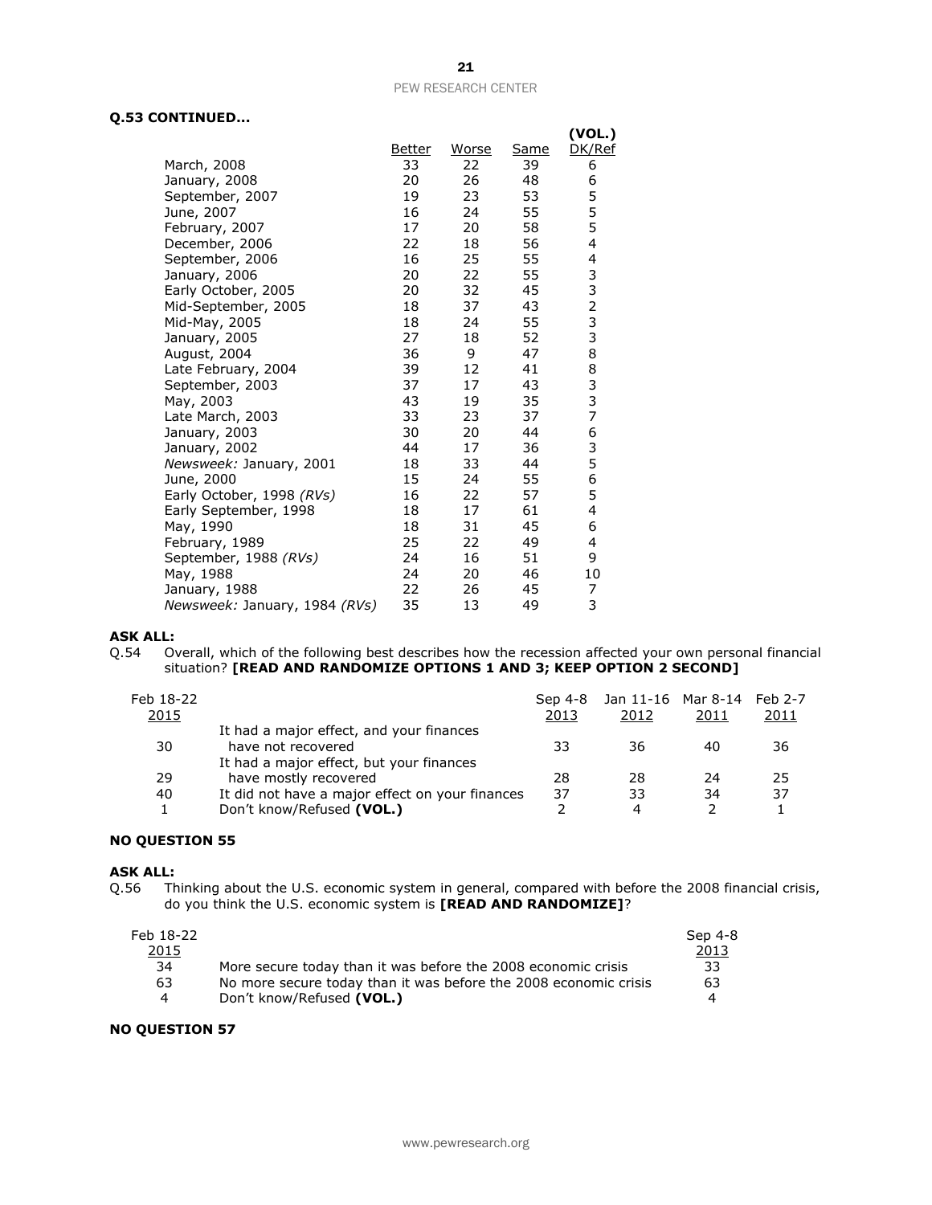**Q.53 CONTINUED...**

| | Better | Worse | Same | (VOL.) DK/Ref |
|---|---|---|---|---|
| March, 2008 | 33 | 22 | 39 | 6 |
| January, 2008 | 20 | 26 | 48 | 6 |
| September, 2007 | 19 | 23 | 53 | 5 |
| June, 2007 | 16 | 24 | 55 | 5 |
| February, 2007 | 17 | 20 | 58 | 5 |
| December, 2006 | 22 | 18 | 56 | 4 |
| September, 2006 | 16 | 25 | 55 | 4 |
| January, 2006 | 20 | 22 | 55 | 3 |
| Early October, 2005 | 20 | 32 | 45 | 3 |
| Mid-September, 2005 | 18 | 37 | 43 | 2 |
| Mid-May, 2005 | 18 | 24 | 55 | 3 |
| January, 2005 | 27 | 18 | 52 | 3 |
| August, 2004 | 36 | 9 | 47 | 8 |
| Late February, 2004 | 39 | 12 | 41 | 8 |
| September, 2003 | 37 | 17 | 43 | 3 |
| May, 2003 | 43 | 19 | 35 | 3 |
| Late March, 2003 | 33 | 23 | 37 | 7 |
| January, 2003 | 30 | 20 | 44 | 6 |
| January, 2002 | 44 | 17 | 36 | 3 |
| *Newsweek:* January, 2001 | 18 | 33 | 44 | 5 |
| June, 2000 | 15 | 24 | 55 | 6 |
| Early October, 1998 *(RVs)* | 16 | 22 | 57 | 5 |
| Early September, 1998 | 18 | 17 | 61 | 4 |
| May, 1990 | 18 | 31 | 45 | 6 |
| February, 1989 | 25 | 22 | 49 | 4 |
| September, 1988 *(RVs)* | 24 | 16 | 51 | 9 |
| May, 1988 | 24 | 20 | 46 | 10 |
| January, 1988 | 22 | 26 | 45 | 7 |
| *Newsweek:* January, 1984 *(RVs)* | 35 | 13 | 49 | 3 |

**ASK ALL:**

Q.54 Overall, which of the following best describes how the recession affected your own personal financial situation? **[READ AND RANDOMIZE OPTIONS 1 AND 3; KEEP OPTION 2 SECOND]**

| Feb 18-22 2015 | | Sep 4-8 2013 | Jan 11-16 2012 | Mar 8-14 2011 | Feb 2-7 2011 |
|---|---|---|---|---|---|
| 30 | It had a major effect, and your finances have not recovered | 33 | 36 | 40 | 36 |
| 29 | It had a major effect, but your finances have mostly recovered | 28 | 28 | 24 | 25 |
| 40 | It did not have a major effect on your finances | 37 | 33 | 34 | 37 |
| 1 | Don't know/Refused **(VOL.)** | 2 | 4 | 2 | 1 |

**NO QUESTION 55**

**ASK ALL:**

Q.56 Thinking about the U.S. economic system in general, compared with before the 2008 financial crisis, do you think the U.S. economic system is **[READ AND RANDOMIZE]**?

| Feb 18-22 2015 | | Sep 4-8 2013 |
|---|---|---|
| 34 | More secure today than it was before the 2008 economic crisis | 33 |
| 63 | No more secure today than it was before the 2008 economic crisis | 63 |
| 4 | Don't know/Refused **(VOL.)** | 4 |

**NO QUESTION 57**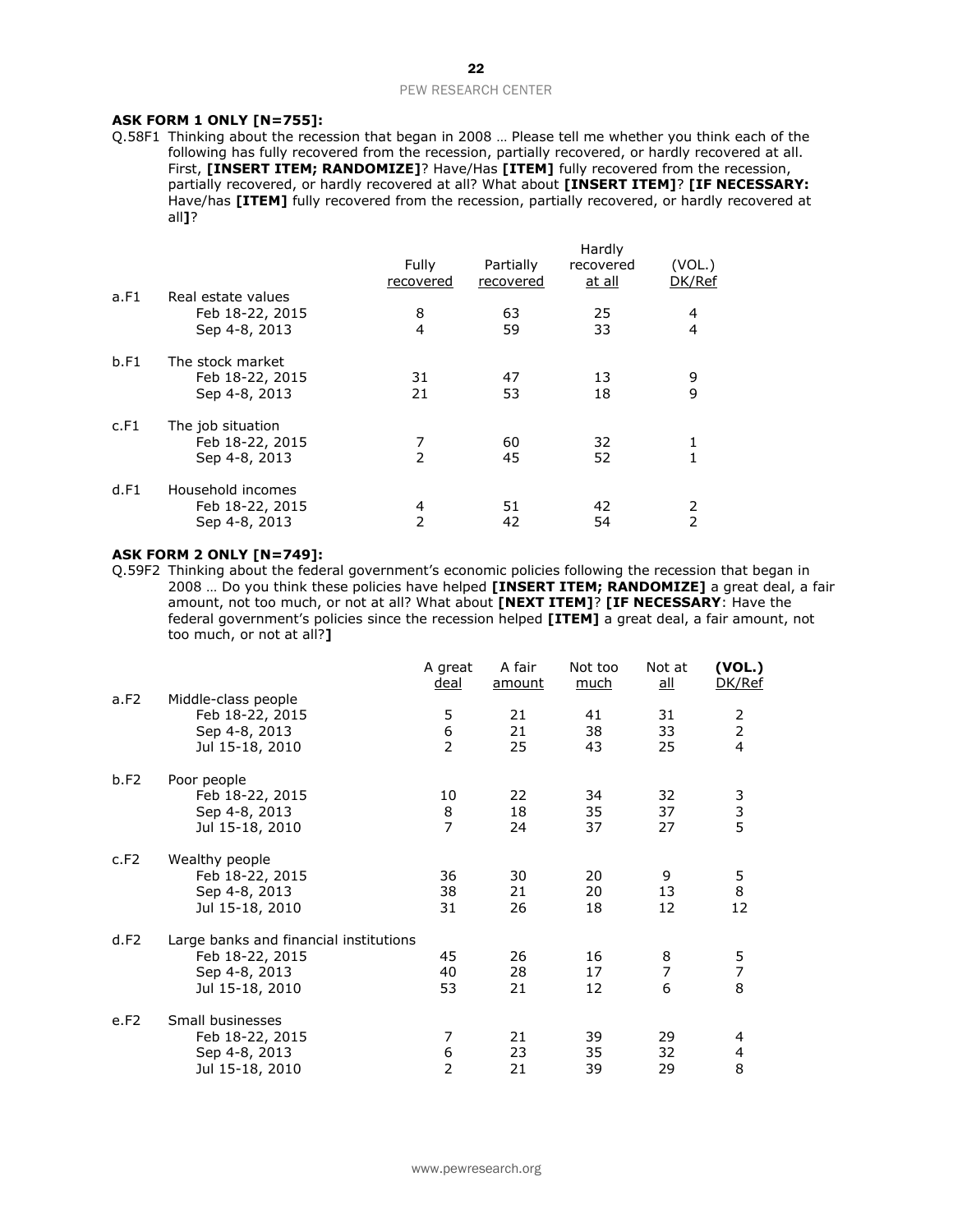**ASK FORM 1 ONLY [N=755]:**

Q.58F1 Thinking about the recession that began in 2008 … Please tell me whether you think each of the following has fully recovered from the recession, partially recovered, or hardly recovered at all. First, **[INSERT ITEM; RANDOMIZE]**? Have/Has **[ITEM]** fully recovered from the recession, partially recovered, or hardly recovered at all? What about **[INSERT ITEM]**? **[IF NECESSARY:** Have/has **[ITEM]** fully recovered from the recession, partially recovered, or hardly recovered at all**]**?

| | | Fully recovered | Partially recovered | Hardly recovered at all | (VOL.) DK/Ref |
|---|---|---|---|---|---|
| a.F1 | Real estate values | | | | |
| | Feb 18-22, 2015 | 8 | 63 | 25 | 4 |
| | Sep 4-8, 2013 | 4 | 59 | 33 | 4 |
| b.F1 | The stock market | | | | |
| | Feb 18-22, 2015 | 31 | 47 | 13 | 9 |
| | Sep 4-8, 2013 | 21 | 53 | 18 | 9 |
| c.F1 | The job situation | | | | |
| | Feb 18-22, 2015 | 7 | 60 | 32 | 1 |
| | Sep 4-8, 2013 | 2 | 45 | 52 | 1 |
| d.F1 | Household incomes | | | | |
| | Feb 18-22, 2015 | 4 | 51 | 42 | 2 |
| | Sep 4-8, 2013 | 2 | 42 | 54 | 2 |

**ASK FORM 2 ONLY [N=749]:**

Q.59F2 Thinking about the federal government's economic policies following the recession that began in 2008 … Do you think these policies have helped **[INSERT ITEM; RANDOMIZE]** a great deal, a fair amount, not too much, or not at all? What about **[NEXT ITEM]**? **[IF NECESSARY**: Have the federal government's policies since the recession helped **[ITEM]** a great deal, a fair amount, not too much, or not at all?**]**

| | | A great deal | A fair amount | Not too much | Not at all | **(VOL.)** DK/Ref |
|---|---|---|---|---|---|---|
| a.F2 | Middle-class people | | | | | |
| | Feb 18-22, 2015 | 5 | 21 | 41 | 31 | 2 |
| | Sep 4-8, 2013 | 6 | 21 | 38 | 33 | 2 |
| | Jul 15-18, 2010 | 2 | 25 | 43 | 25 | 4 |
| b.F2 | Poor people | | | | | |
| | Feb 18-22, 2015 | 10 | 22 | 34 | 32 | 3 |
| | Sep 4-8, 2013 | 8 | 18 | 35 | 37 | 3 |
| | Jul 15-18, 2010 | 7 | 24 | 37 | 27 | 5 |
| c.F2 | Wealthy people | | | | | |
| | Feb 18-22, 2015 | 36 | 30 | 20 | 9 | 5 |
| | Sep 4-8, 2013 | 38 | 21 | 20 | 13 | 8 |
| | Jul 15-18, 2010 | 31 | 26 | 18 | 12 | 12 |
| d.F2 | Large banks and financial institutions | | | | | |
| | Feb 18-22, 2015 | 45 | 26 | 16 | 8 | 5 |
| | Sep 4-8, 2013 | 40 | 28 | 17 | 7 | 7 |
| | Jul 15-18, 2010 | 53 | 21 | 12 | 6 | 8 |
| e.F2 | Small businesses | | | | | |
| | Feb 18-22, 2015 | 7 | 21 | 39 | 29 | 4 |
| | Sep 4-8, 2013 | 6 | 23 | 35 | 32 | 4 |
| | Jul 15-18, 2010 | 2 | 21 | 39 | 29 | 8 |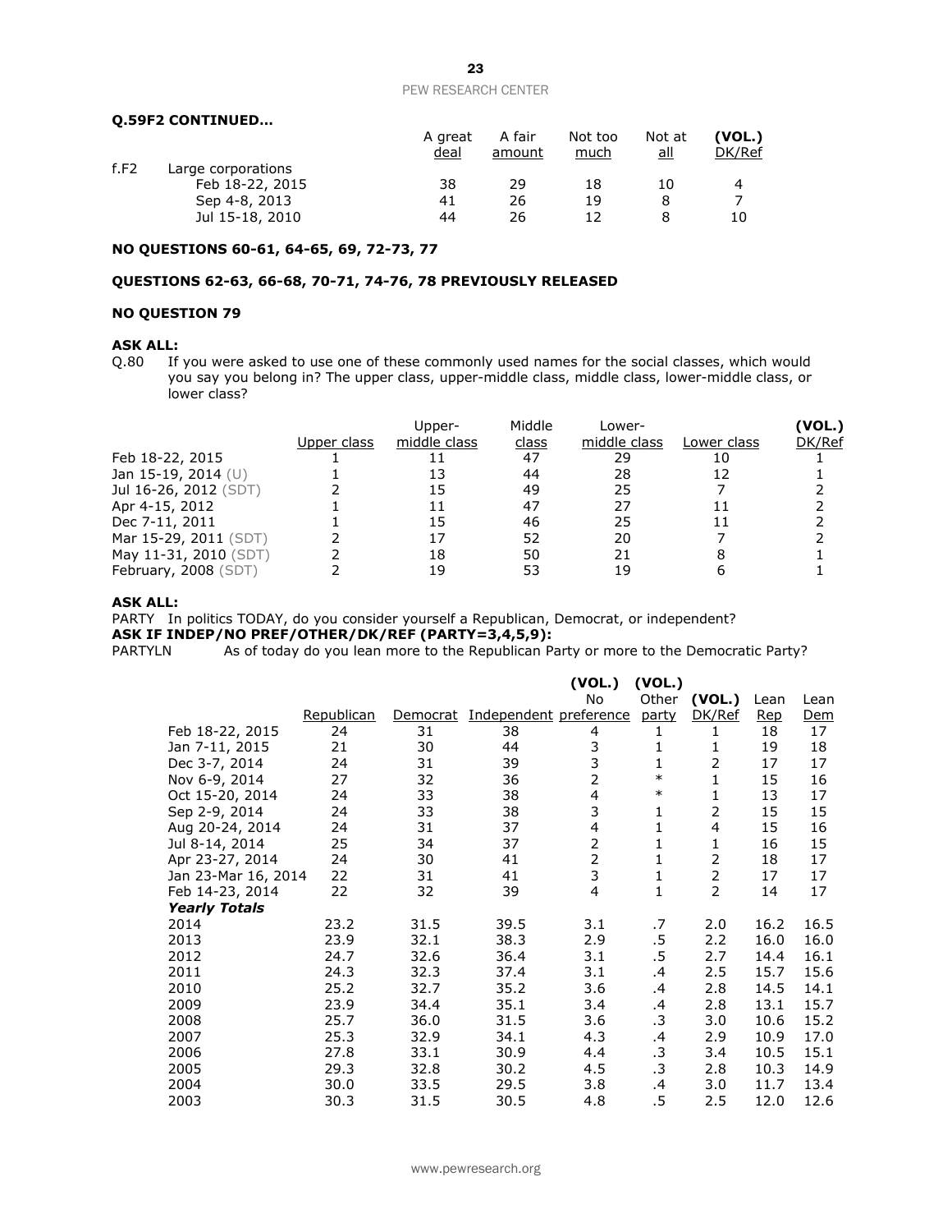**Q.59F2 CONTINUED…**

| | | A great deal | A fair amount | Not too much | Not at all | (VOL.) DK/Ref |
|---|---|---|---|---|---|---|
| f.F2 | Large corporations | | | | | |
| | Feb 18-22, 2015 | 38 | 29 | 18 | 10 | 4 |
| | Sep 4-8, 2013 | 41 | 26 | 19 | 8 | 7 |
| | Jul 15-18, 2010 | 44 | 26 | 12 | 8 | 10 |

**NO QUESTIONS 60-61, 64-65, 69, 72-73, 77**

**QUESTIONS 62-63, 66-68, 70-71, 74-76, 78 PREVIOUSLY RELEASED**

**NO QUESTION 79**

**ASK ALL:**

Q.80 If you were asked to use one of these commonly used names for the social classes, which would you say you belong in? The upper class, upper-middle class, middle class, lower-middle class, or lower class?

| | Upper class | Upper-middle class | Middle class | Lower-middle class | Lower class | (VOL.) DK/Ref |
|---|---|---|---|---|---|---|
| Feb 18-22, 2015 | 1 | 11 | 47 | 29 | 10 | 1 |
| Jan 15-19, 2014 (U) | 1 | 13 | 44 | 28 | 12 | 1 |
| Jul 16-26, 2012 (SDT) | 2 | 15 | 49 | 25 | 7 | 2 |
| Apr 4-15, 2012 | 1 | 11 | 47 | 27 | 11 | 2 |
| Dec 7-11, 2011 | 1 | 15 | 46 | 25 | 11 | 2 |
| Mar 15-29, 2011 (SDT) | 2 | 17 | 52 | 20 | 7 | 2 |
| May 11-31, 2010 (SDT) | 2 | 18 | 50 | 21 | 8 | 1 |
| February, 2008 (SDT) | 2 | 19 | 53 | 19 | 6 | 1 |

**ASK ALL:**

PARTY In politics TODAY, do you consider yourself a Republican, Democrat, or independent?

**ASK IF INDEP/NO PREF/OTHER/DK/REF (PARTY=3,4,5,9):**

PARTYLN As of today do you lean more to the Republican Party or more to the Democratic Party?

| | Republican | Democrat | Independent | (VOL.) No preference | (VOL.) Other party | (VOL.) DK/Ref | Lean Rep | Lean Dem |
|---|---|---|---|---|---|---|---|---|
| Feb 18-22, 2015 | 24 | 31 | 38 | 4 | 1 | 1 | 18 | 17 |
| Jan 7-11, 2015 | 21 | 30 | 44 | 3 | 1 | 1 | 19 | 18 |
| Dec 3-7, 2014 | 24 | 31 | 39 | 3 | 1 | 2 | 17 | 17 |
| Nov 6-9, 2014 | 27 | 32 | 36 | 2 | * | 1 | 15 | 16 |
| Oct 15-20, 2014 | 24 | 33 | 38 | 4 | * | 1 | 13 | 17 |
| Sep 2-9, 2014 | 24 | 33 | 38 | 3 | 1 | 2 | 15 | 15 |
| Aug 20-24, 2014 | 24 | 31 | 37 | 4 | 1 | 4 | 15 | 16 |
| Jul 8-14, 2014 | 25 | 34 | 37 | 2 | 1 | 1 | 16 | 15 |
| Apr 23-27, 2014 | 24 | 30 | 41 | 2 | 1 | 2 | 18 | 17 |
| Jan 23-Mar 16, 2014 | 22 | 31 | 41 | 3 | 1 | 2 | 17 | 17 |
| Feb 14-23, 2014 | 22 | 32 | 39 | 4 | 1 | 2 | 14 | 17 |
| ***Yearly Totals*** | | | | | | | | |
| 2014 | 23.2 | 31.5 | 39.5 | 3.1 | .7 | 2.0 | 16.2 | 16.5 |
| 2013 | 23.9 | 32.1 | 38.3 | 2.9 | .5 | 2.2 | 16.0 | 16.0 |
| 2012 | 24.7 | 32.6 | 36.4 | 3.1 | .5 | 2.7 | 14.4 | 16.1 |
| 2011 | 24.3 | 32.3 | 37.4 | 3.1 | .4 | 2.5 | 15.7 | 15.6 |
| 2010 | 25.2 | 32.7 | 35.2 | 3.6 | .4 | 2.8 | 14.5 | 14.1 |
| 2009 | 23.9 | 34.4 | 35.1 | 3.4 | .4 | 2.8 | 13.1 | 15.7 |
| 2008 | 25.7 | 36.0 | 31.5 | 3.6 | .3 | 3.0 | 10.6 | 15.2 |
| 2007 | 25.3 | 32.9 | 34.1 | 4.3 | .4 | 2.9 | 10.9 | 17.0 |
| 2006 | 27.8 | 33.1 | 30.9 | 4.4 | .3 | 3.4 | 10.5 | 15.1 |
| 2005 | 29.3 | 32.8 | 30.2 | 4.5 | .3 | 2.8 | 10.3 | 14.9 |
| 2004 | 30.0 | 33.5 | 29.5 | 3.8 | .4 | 3.0 | 11.7 | 13.4 |
| 2003 | 30.3 | 31.5 | 30.5 | 4.8 | .5 | 2.5 | 12.0 | 12.6 |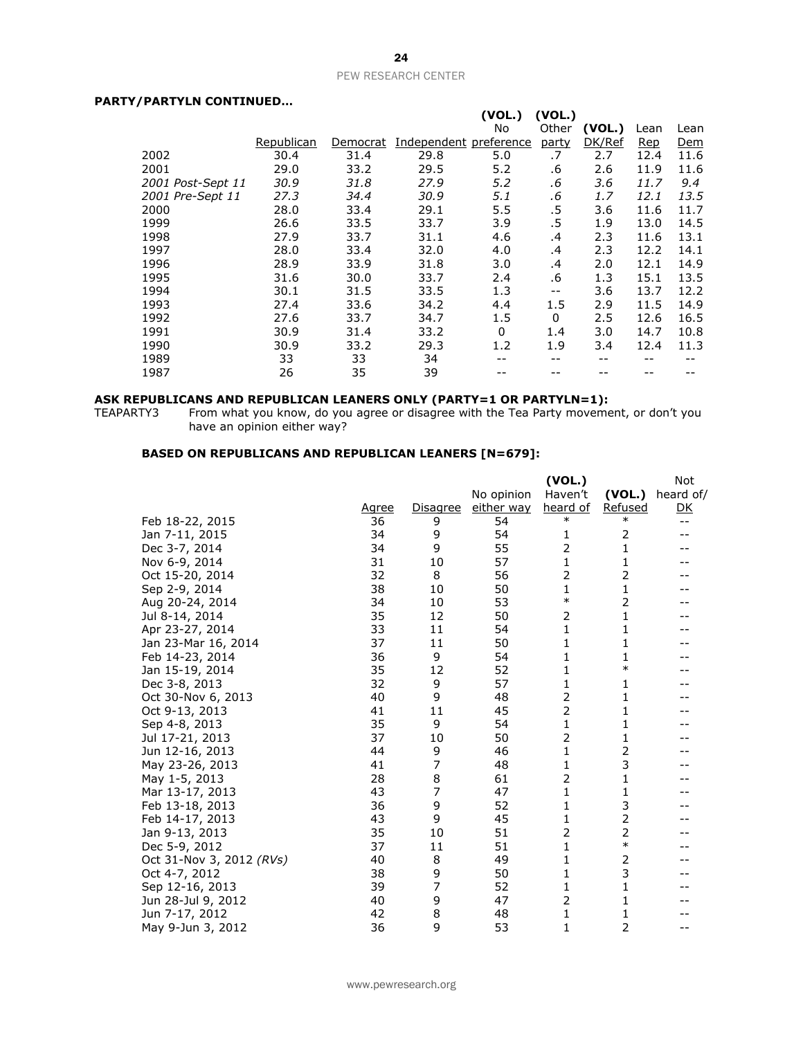**PARTY/PARTYLN CONTINUED…**

| | Republican | Democrat | Independent | (VOL.) No preference | (VOL.) Other party | (VOL.) DK/Ref | Lean Rep | Lean Dem |
|---|---|---|---|---|---|---|---|---|
| 2002 | 30.4 | 31.4 | 29.8 | 5.0 | .7 | 2.7 | 12.4 | 11.6 |
| 2001 | 29.0 | 33.2 | 29.5 | 5.2 | .6 | 2.6 | 11.9 | 11.6 |
| *2001 Post-Sept 11* | *30.9* | *31.8* | *27.9* | *5.2* | *.6* | *3.6* | *11.7* | *9.4* |
| *2001 Pre-Sept 11* | *27.3* | *34.4* | *30.9* | *5.1* | *.6* | *1.7* | *12.1* | *13.5* |
| 2000 | 28.0 | 33.4 | 29.1 | 5.5 | .5 | 3.6 | 11.6 | 11.7 |
| 1999 | 26.6 | 33.5 | 33.7 | 3.9 | .5 | 1.9 | 13.0 | 14.5 |
| 1998 | 27.9 | 33.7 | 31.1 | 4.6 | .4 | 2.3 | 11.6 | 13.1 |
| 1997 | 28.0 | 33.4 | 32.0 | 4.0 | .4 | 2.3 | 12.2 | 14.1 |
| 1996 | 28.9 | 33.9 | 31.8 | 3.0 | .4 | 2.0 | 12.1 | 14.9 |
| 1995 | 31.6 | 30.0 | 33.7 | 2.4 | .6 | 1.3 | 15.1 | 13.5 |
| 1994 | 30.1 | 31.5 | 33.5 | 1.3 | -- | 3.6 | 13.7 | 12.2 |
| 1993 | 27.4 | 33.6 | 34.2 | 4.4 | 1.5 | 2.9 | 11.5 | 14.9 |
| 1992 | 27.6 | 33.7 | 34.7 | 1.5 | 0 | 2.5 | 12.6 | 16.5 |
| 1991 | 30.9 | 31.4 | 33.2 | 0 | 1.4 | 3.0 | 14.7 | 10.8 |
| 1990 | 30.9 | 33.2 | 29.3 | 1.2 | 1.9 | 3.4 | 12.4 | 11.3 |
| 1989 | 33 | 33 | 34 | -- | -- | -- | -- | -- |
| 1987 | 26 | 35 | 39 | -- | -- | -- | -- | -- |

**ASK REPUBLICANS AND REPUBLICAN LEANERS ONLY (PARTY=1 OR PARTYLN=1):**

TEAPARTY3 From what you know, do you agree or disagree with the Tea Party movement, or don't you have an opinion either way?

**BASED ON REPUBLICANS AND REPUBLICAN LEANERS [N=679]:**

| | Agree | Disagree | No opinion either way | (VOL.) Haven't heard of | (VOL.) Refused | Not heard of/ DK |
|---|---|---|---|---|---|---|
| Feb 18-22, 2015 | 36 | 9 | 54 | * | * | -- |
| Jan 7-11, 2015 | 34 | 9 | 54 | 1 | 2 | -- |
| Dec 3-7, 2014 | 34 | 9 | 55 | 2 | 1 | -- |
| Nov 6-9, 2014 | 31 | 10 | 57 | 1 | 1 | -- |
| Oct 15-20, 2014 | 32 | 8 | 56 | 2 | 2 | -- |
| Sep 2-9, 2014 | 38 | 10 | 50 | 1 | 1 | -- |
| Aug 20-24, 2014 | 34 | 10 | 53 | * | 2 | -- |
| Jul 8-14, 2014 | 35 | 12 | 50 | 2 | 1 | -- |
| Apr 23-27, 2014 | 33 | 11 | 54 | 1 | 1 | -- |
| Jan 23-Mar 16, 2014 | 37 | 11 | 50 | 1 | 1 | -- |
| Feb 14-23, 2014 | 36 | 9 | 54 | 1 | 1 | -- |
| Jan 15-19, 2014 | 35 | 12 | 52 | 1 | * | -- |
| Dec 3-8, 2013 | 32 | 9 | 57 | 1 | 1 | -- |
| Oct 30-Nov 6, 2013 | 40 | 9 | 48 | 2 | 1 | -- |
| Oct 9-13, 2013 | 41 | 11 | 45 | 2 | 1 | -- |
| Sep 4-8, 2013 | 35 | 9 | 54 | 1 | 1 | -- |
| Jul 17-21, 2013 | 37 | 10 | 50 | 2 | 1 | -- |
| Jun 12-16, 2013 | 44 | 9 | 46 | 1 | 2 | -- |
| May 23-26, 2013 | 41 | 7 | 48 | 1 | 3 | -- |
| May 1-5, 2013 | 28 | 8 | 61 | 2 | 1 | -- |
| Mar 13-17, 2013 | 43 | 7 | 47 | 1 | 1 | -- |
| Feb 13-18, 2013 | 36 | 9 | 52 | 1 | 3 | -- |
| Feb 14-17, 2013 | 43 | 9 | 45 | 1 | 2 | -- |
| Jan 9-13, 2013 | 35 | 10 | 51 | 2 | 2 | -- |
| Dec 5-9, 2012 | 37 | 11 | 51 | 1 | * | -- |
| Oct 31-Nov 3, 2012 *(RVs)* | 40 | 8 | 49 | 1 | 2 | -- |
| Oct 4-7, 2012 | 38 | 9 | 50 | 1 | 3 | -- |
| Sep 12-16, 2013 | 39 | 7 | 52 | 1 | 1 | -- |
| Jun 28-Jul 9, 2012 | 40 | 9 | 47 | 2 | 1 | -- |
| Jun 7-17, 2012 | 42 | 8 | 48 | 1 | 1 | -- |
| May 9-Jun 3, 2012 | 36 | 9 | 53 | 1 | 2 | -- |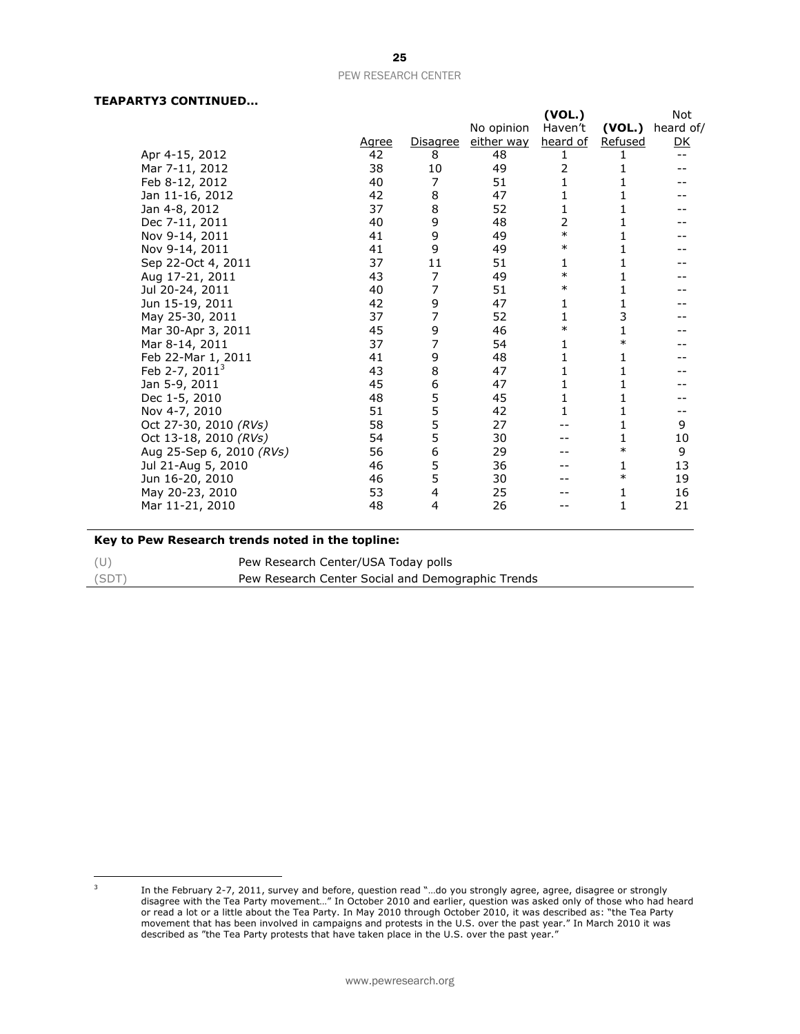**TEAPARTY3 CONTINUED…**

| | Agree | Disagree | No opinion either way | (VOL.) Haven't heard of | (VOL.) Refused | Not heard of/ DK |
|---|---|---|---|---|---|---|
| Apr 4-15, 2012 | 42 | 8 | 48 | 1 | 1 | -- |
| Mar 7-11, 2012 | 38 | 10 | 49 | 2 | 1 | -- |
| Feb 8-12, 2012 | 40 | 7 | 51 | 1 | 1 | -- |
| Jan 11-16, 2012 | 42 | 8 | 47 | 1 | 1 | -- |
| Jan 4-8, 2012 | 37 | 8 | 52 | 1 | 1 | -- |
| Dec 7-11, 2011 | 40 | 9 | 48 | 2 | 1 | -- |
| Nov 9-14, 2011 | 41 | 9 | 49 | * | 1 | -- |
| Nov 9-14, 2011 | 41 | 9 | 49 | * | 1 | -- |
| Sep 22-Oct 4, 2011 | 37 | 11 | 51 | 1 | 1 | -- |
| Aug 17-21, 2011 | 43 | 7 | 49 | * | 1 | -- |
| Jul 20-24, 2011 | 40 | 7 | 51 | * | 1 | -- |
| Jun 15-19, 2011 | 42 | 9 | 47 | 1 | 1 | -- |
| May 25-30, 2011 | 37 | 7 | 52 | 1 | 3 | -- |
| Mar 30-Apr 3, 2011 | 45 | 9 | 46 | * | 1 | -- |
| Mar 8-14, 2011 | 37 | 7 | 54 | 1 | * | -- |
| Feb 22-Mar 1, 2011 | 41 | 9 | 48 | 1 | 1 | -- |
| Feb 2-7, 2011[3] | 43 | 8 | 47 | 1 | 1 | -- |
| Jan 5-9, 2011 | 45 | 6 | 47 | 1 | 1 | -- |
| Dec 1-5, 2010 | 48 | 5 | 45 | 1 | 1 | -- |
| Nov 4-7, 2010 | 51 | 5 | 42 | 1 | 1 | -- |
| Oct 27-30, 2010 *(RVs)* | 58 | 5 | 27 | -- | 1 | 9 |
| Oct 13-18, 2010 *(RVs)* | 54 | 5 | 30 | -- | 1 | 10 |
| Aug 25-Sep 6, 2010 *(RVs)* | 56 | 6 | 29 | -- | * | 9 |
| Jul 21-Aug 5, 2010 | 46 | 5 | 36 | -- | 1 | 13 |
| Jun 16-20, 2010 | 46 | 5 | 30 | -- | * | 19 |
| May 20-23, 2010 | 53 | 4 | 25 | -- | 1 | 16 |
| Mar 11-21, 2010 | 48 | 4 | 26 | -- | 1 | 21 |

**Key to Pew Research trends noted in the topline:**

| | |
|---|---|
| (U) | Pew Research Center/USA Today polls |
| (SDT) | Pew Research Center Social and Demographic Trends |

[3] In the February 2-7, 2011, survey and before, question read "…do you strongly agree, agree, disagree or strongly disagree with the Tea Party movement…" In October 2010 and earlier, question was asked only of those who had heard or read a lot or a little about the Tea Party. In May 2010 through October 2010, it was described as: "the Tea Party movement that has been involved in campaigns and protests in the U.S. over the past year." In March 2010 it was described as "the Tea Party protests that have taken place in the U.S. over the past year."